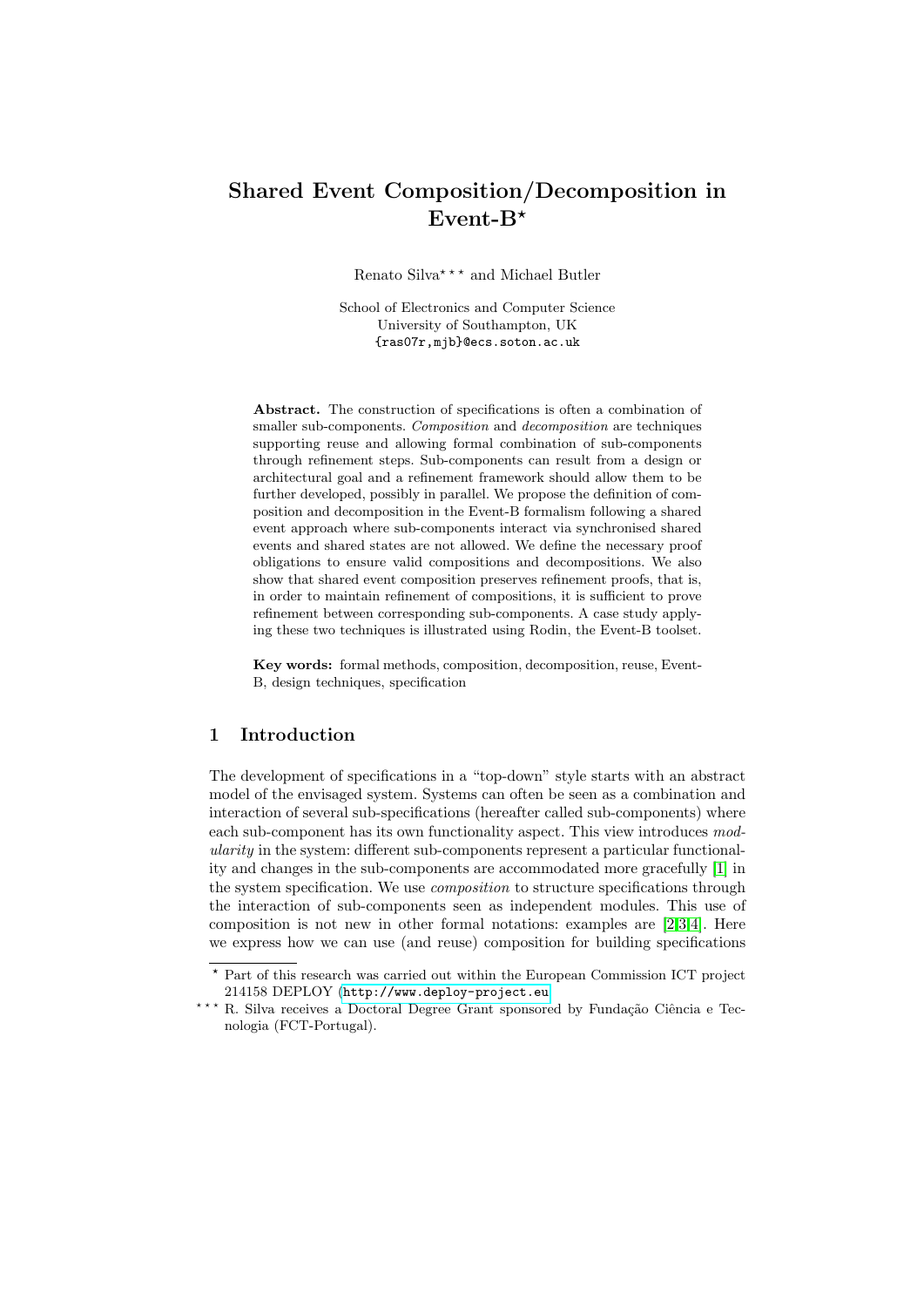# Shared Event Composition/Decomposition in Event-B*

Renato Silva*** and Michael Butler

School of Electronics and Computer Science
University of Southampton, UK
{ras07r,mjb}@ecs.soton.ac.uk

**Abstract.** The construction of specifications is often a combination of smaller sub-components. *Composition* and *decomposition* are techniques supporting reuse and allowing formal combination of sub-components through refinement steps. Sub-components can result from a design or architectural goal and a refinement framework should allow them to be further developed, possibly in parallel. We propose the definition of composition and decomposition in the Event-B formalism following a shared event approach where sub-components interact via synchronised shared events and shared states are not allowed. We define the necessary proof obligations to ensure valid compositions and decompositions. We also show that shared event composition preserves refinement proofs, that is, in order to maintain refinement of compositions, it is sufficient to prove refinement between corresponding sub-components. A case study applying these two techniques is illustrated using Rodin, the Event-B toolset.

**Key words:** formal methods, composition, decomposition, reuse, Event-B, design techniques, specification

## 1 Introduction

The development of specifications in a "top-down" style starts with an abstract model of the envisaged system. Systems can often be seen as a combination and interaction of several sub-specifications (hereafter called sub-components) where each sub-component has its own functionality aspect. This view introduces *modularity* in the system: different sub-components represent a particular functionality and changes in the sub-components are accommodated more gracefully [1] in the system specification. We use *composition* to structure specifications through the interaction of sub-components seen as independent modules. This use of composition is not new in other formal notations: examples are [2,3,4]. Here we express how we can use (and reuse) composition for building specifications

---

* Part of this research was carried out within the European Commission ICT project 214158 DEPLOY (http://www.deploy-project.eu)

*** R. Silva receives a Doctoral Degree Grant sponsored by Fundação Ciência e Tecnologia (FCT-Portugal).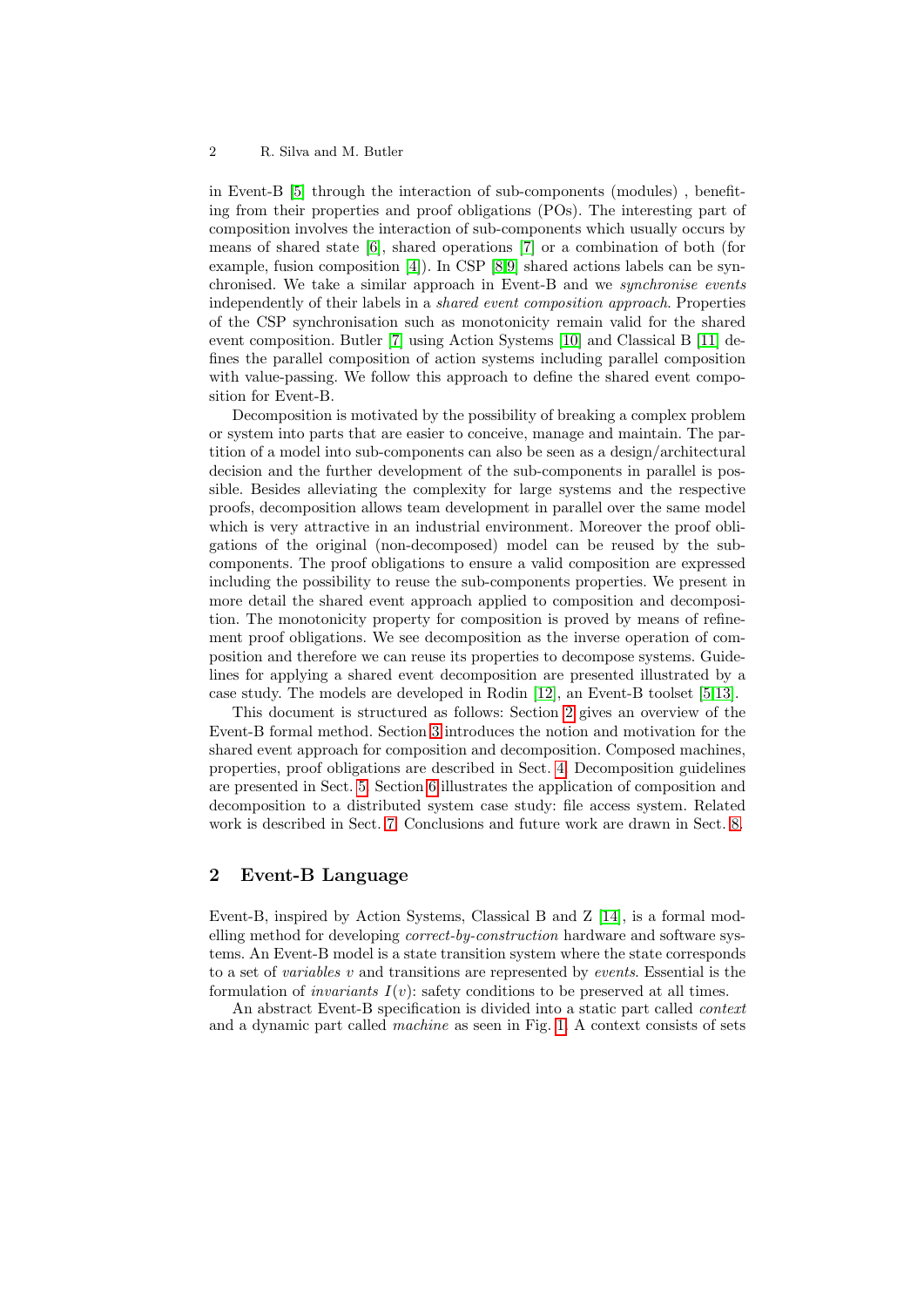in Event-B [5] through the interaction of sub-components (modules) , benefiting from their properties and proof obligations (POs). The interesting part of composition involves the interaction of sub-components which usually occurs by means of shared state [6], shared operations [7] or a combination of both (for example, fusion composition [4]). In CSP [8,9] shared actions labels can be synchronised. We take a similar approach in Event-B and we *synchronise events* independently of their labels in a *shared event composition approach*. Properties of the CSP synchronisation such as monotonicity remain valid for the shared event composition. Butler [7] using Action Systems [10] and Classical B [11] defines the parallel composition of action systems including parallel composition with value-passing. We follow this approach to define the shared event composition for Event-B.

Decomposition is motivated by the possibility of breaking a complex problem or system into parts that are easier to conceive, manage and maintain. The partition of a model into sub-components can also be seen as a design/architectural decision and the further development of the sub-components in parallel is possible. Besides alleviating the complexity for large systems and the respective proofs, decomposition allows team development in parallel over the same model which is very attractive in an industrial environment. Moreover the proof obligations of the original (non-decomposed) model can be reused by the sub-components. The proof obligations to ensure a valid composition are expressed including the possibility to reuse the sub-components properties. We present in more detail the shared event approach applied to composition and decomposition. The monotonicity property for composition is proved by means of refinement proof obligations. We see decomposition as the inverse operation of composition and therefore we can reuse its properties to decompose systems. Guidelines for applying a shared event decomposition are presented illustrated by a case study. The models are developed in Rodin [12], an Event-B toolset [5,13].

This document is structured as follows: Section 2 gives an overview of the Event-B formal method. Section 3 introduces the notion and motivation for the shared event approach for composition and decomposition. Composed machines, properties, proof obligations are described in Sect. 4. Decomposition guidelines are presented in Sect. 5. Section 6 illustrates the application of composition and decomposition to a distributed system case study: file access system. Related work is described in Sect. 7. Conclusions and future work are drawn in Sect. 8.

## 2 Event-B Language

Event-B, inspired by Action Systems, Classical B and Z [14], is a formal modelling method for developing *correct-by-construction* hardware and software systems. An Event-B model is a state transition system where the state corresponds to a set of *variables* $v$ and transitions are represented by *events*. Essential is the formulation of *invariants* $I(v)$: safety conditions to be preserved at all times.

An abstract Event-B specification is divided into a static part called *context* and a dynamic part called *machine* as seen in Fig. 1. A context consists of sets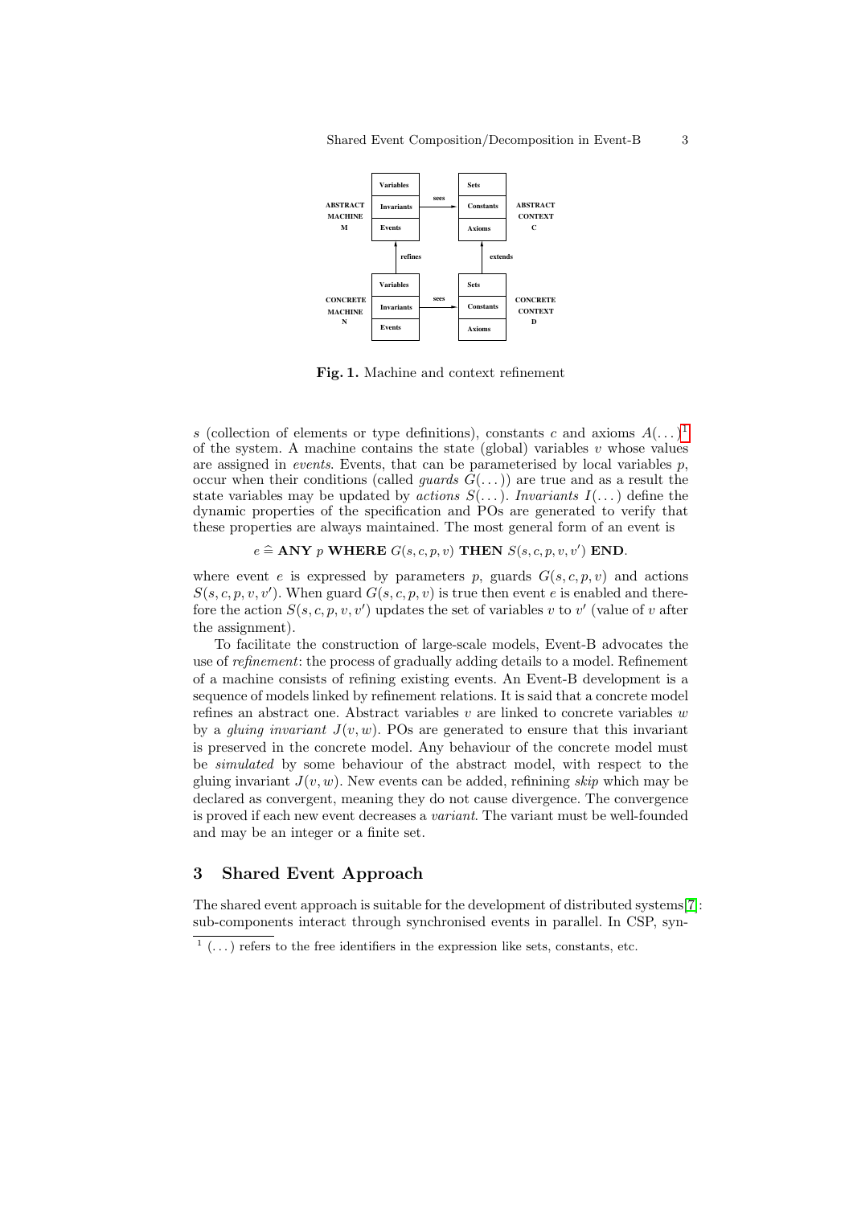Fig. 1. Machine and context refinement

$s$ (collection of elements or type definitions), constants $c$ and axioms $A(\dots)$[1] of the system. A machine contains the state (global) variables $v$ whose values are assigned in *events*. Events, that can be parameterised by local variables $p$, occur when their conditions (called *guards* $G(\dots)$) are true and as a result the state variables may be updated by *actions* $S(\dots)$. *Invariants* $I(\dots)$ define the dynamic properties of the specification and POs are generated to verify that these properties are always maintained. The most general form of an event is

$$e \mathrel{\widehat{=}} \textbf{ANY}\ p\ \textbf{WHERE}\ G(s,c,p,v)\ \textbf{THEN}\ S(s,c,p,v,v')\ \textbf{END}.$$

where event $e$ is expressed by parameters $p$, guards $G(s,c,p,v)$ and actions $S(s,c,p,v,v')$. When guard $G(s,c,p,v)$ is true then event $e$ is enabled and therefore the action $S(s,c,p,v,v')$ updates the set of variables $v$ to $v'$ (value of $v$ after the assignment).

To facilitate the construction of large-scale models, Event-B advocates the use of *refinement*: the process of gradually adding details to a model. Refinement of a machine consists of refining existing events. An Event-B development is a sequence of models linked by refinement relations. It is said that a concrete model refines an abstract one. Abstract variables $v$ are linked to concrete variables $w$ by a *gluing invariant* $J(v,w)$. POs are generated to ensure that this invariant is preserved in the concrete model. Any behaviour of the concrete model must be *simulated* by some behaviour of the abstract model, with respect to the gluing invariant $J(v,w)$. New events can be added, refining *skip* which may be declared as convergent, meaning they do not cause divergence. The convergence is proved if each new event decreases a *variant*. The variant must be well-founded and may be an integer or a finite set.

## 3 Shared Event Approach

The shared event approach is suitable for the development of distributed systems[7]: sub-components interact through synchronised events in parallel. In CSP, syn-

[1] $(\dots)$ refers to the free identifiers in the expression like sets, constants, etc.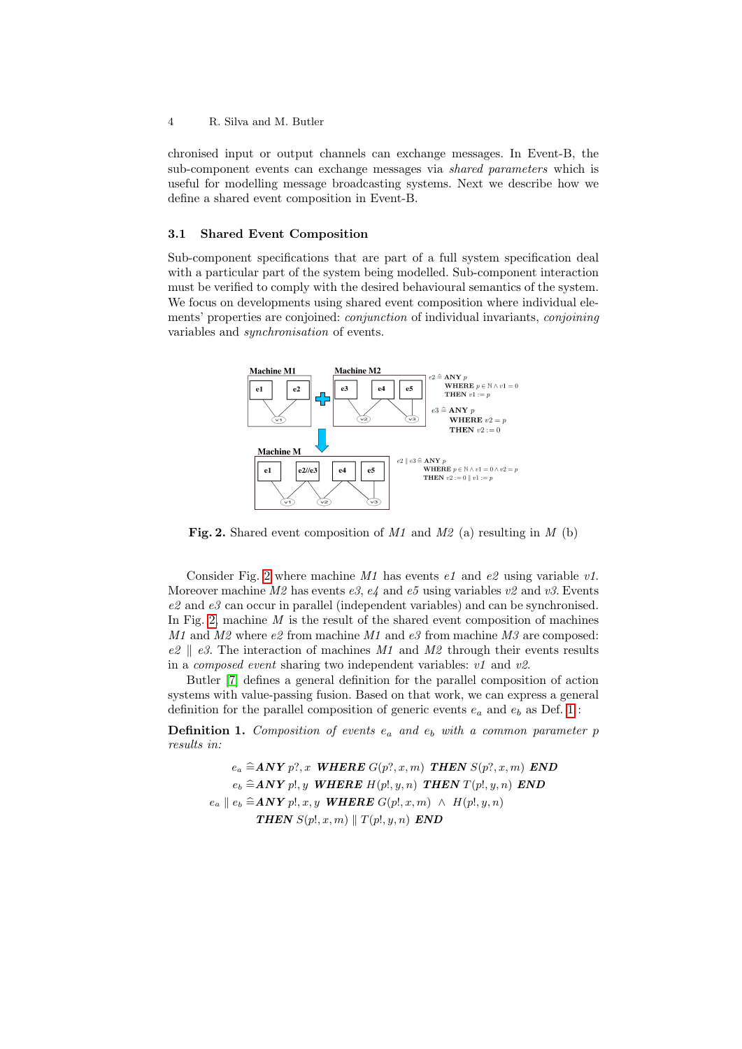chronised input or output channels can exchange messages. In Event-B, the sub-component events can exchange messages via *shared parameters* which is useful for modelling message broadcasting systems. Next we describe how we define a shared event composition in Event-B.

### 3.1 Shared Event Composition

Sub-component specifications that are part of a full system specification deal with a particular part of the system being modelled. Sub-component interaction must be verified to comply with the desired behavioural semantics of the system. We focus on developments using shared event composition where individual elements' properties are conjoined: *conjunction* of individual invariants, *conjoining* variables and *synchronisation* of events.

Machine M1 — Machine M2 — Machine M

$e2 \mathrel{\widehat{=}}$ **ANY** $p$ **WHERE** $p \in \mathbb{N} \wedge v1 = 0$ **THEN** $v1 := p$

$e3 \mathrel{\widehat{=}}$ **ANY** $p$ **WHERE** $v2 = p$ **THEN** $v2 := 0$

$e2 \parallel e3 \mathrel{\widehat{=}}$ **ANY** $p$ **WHERE** $p \in \mathbb{N} \wedge v1 = 0 \wedge v2 = p$ **THEN** $v2 := 0 \parallel v1 := p$

**Fig. 2.** Shared event composition of *M1* and *M2* (a) resulting in *M* (b)

Consider Fig. 2 where machine *M1* has events *e1* and *e2* using variable *v1*. Moreover machine *M2* has events *e3*, *e4* and *e5* using variables *v2* and *v3*. Events *e2* and *e3* can occur in parallel (independent variables) and can be synchronised. In Fig. 2, machine *M* is the result of the shared event composition of machines *M1* and *M2* where *e2* from machine *M1* and *e3* from machine *M3* are composed: $e2 \parallel e3$. The interaction of machines *M1* and *M2* through their events results in a *composed event* sharing two independent variables: *v1* and *v2*.

Butler [7] defines a general definition for the parallel composition of action systems with value-passing fusion. Based on that work, we can express a general definition for the parallel composition of generic events $e_a$ and $e_b$ as Def. 1:

**Definition 1.** *Composition of events $e_a$ and $e_b$ with a common parameter $p$ results in:*

$$
\begin{aligned}
e_a \mathrel{\widehat{=}} & \textbf{\textit{ANY}}\ p?, x\ \textbf{\textit{WHERE}}\ G(p?, x, m)\ \textbf{\textit{THEN}}\ S(p?, x, m)\ \textbf{\textit{END}} \\
e_b \mathrel{\widehat{=}} & \textbf{\textit{ANY}}\ p!, y\ \textbf{\textit{WHERE}}\ H(p!, y, n)\ \textbf{\textit{THEN}}\ T(p!, y, n)\ \textbf{\textit{END}} \\
e_a \parallel e_b \mathrel{\widehat{=}} & \textbf{\textit{ANY}}\ p!, x, y\ \textbf{\textit{WHERE}}\ G(p!, x, m)\ \wedge\ H(p!, y, n) \\
& \textbf{\textit{THEN}}\ S(p!, x, m) \parallel T(p!, y, n)\ \textbf{\textit{END}}
\end{aligned}
$$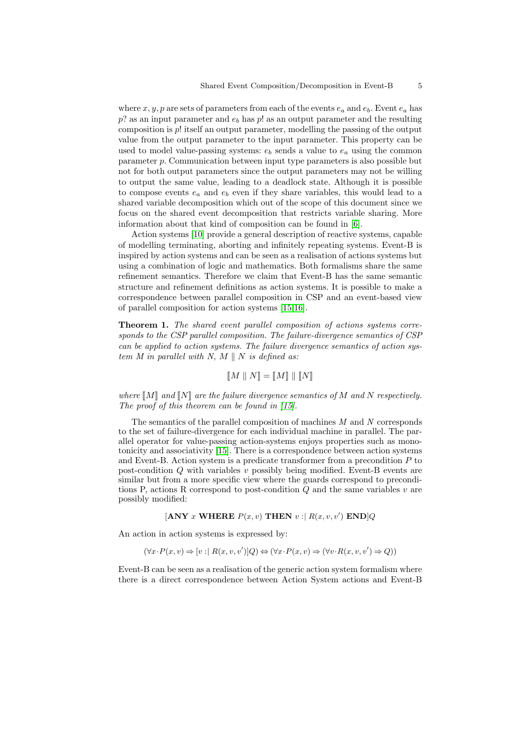where $x, y, p$ are sets of parameters from each of the events $e_a$ and $e_b$. Event $e_a$ has $p?$ as an input parameter and $e_b$ has $p!$ as an output parameter and the resulting composition is $p!$ itself an output parameter, modelling the passing of the output value from the output parameter to the input parameter. This property can be used to model value-passing systems: $e_b$ sends a value to $e_a$ using the common parameter $p$. Communication between input type parameters is also possible but not for both output parameters since the output parameters may not be willing to output the same value, leading to a deadlock state. Although it is possible to compose events $e_a$ and $e_b$ even if they share variables, this would lead to a shared variable decomposition which out of the scope of this document since we focus on the shared event decomposition that restricts variable sharing. More information about that kind of composition can be found in [6].

Action systems [10] provide a general description of reactive systems, capable of modelling terminating, aborting and infinitely repeating systems. Event-B is inspired by action systems and can be seen as a realisation of actions systems but using a combination of logic and mathematics. Both formalisms share the same refinement semantics. Therefore we claim that Event-B has the same semantic structure and refinement definitions as action systems. It is possible to make a correspondence between parallel composition in CSP and an event-based view of parallel composition for action systems [15,16].

**Theorem 1.** *The shared event parallel composition of actions systems corresponds to the CSP parallel composition. The failure-divergence semantics of CSP can be applied to action systems. The failure divergence semantics of action system M in parallel with N, $M \parallel N$ is defined as:*

$$[\![M \parallel N]\!] = [\![M]\!] \parallel [\![N]\!]$$

*where $[\![M]\!]$ and $[\![N]\!]$ are the failure divergence semantics of M and N respectively. The proof of this theorem can be found in [15].*

The semantics of the parallel composition of machines $M$ and $N$ corresponds to the set of failure-divergence for each individual machine in parallel. The parallel operator for value-passing action-systems enjoys properties such as monotonicity and associativity [15]. There is a correspondence between action systems and Event-B. Action system is a predicate transformer from a precondition $P$ to post-condition $Q$ with variables $v$ possibly being modified. Event-B events are similar but from a more specific view where the guards correspond to preconditions P, actions R correspond to post-condition $Q$ and the same variables $v$ are possibly modified:

$$[\textbf{ANY}\ x\ \textbf{WHERE}\ P(x, v)\ \textbf{THEN}\ v :|\ R(x, v, v')\ \textbf{END}]Q$$

An action in action systems is expressed by:

$$(\forall x \cdot P(x, v) \Rightarrow [v :|\ R(x, v, v')]Q) \Leftrightarrow (\forall x \cdot P(x, v) \Rightarrow (\forall v \cdot R(x, v, v') \Rightarrow Q))$$

Event-B can be seen as a realisation of the generic action system formalism where there is a direct correspondence between Action System actions and Event-B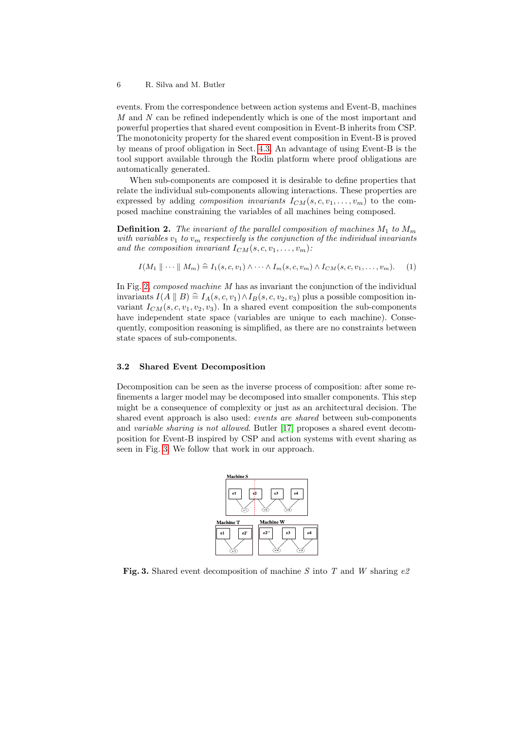events. From the correspondence between action systems and Event-B, machines $M$ and $N$ can be refined independently which is one of the most important and powerful properties that shared event composition in Event-B inherits from CSP. The monotonicity property for the shared event composition in Event-B is proved by means of proof obligation in Sect. 4.3. An advantage of using Event-B is the tool support available through the Rodin platform where proof obligations are automatically generated.

When sub-components are composed it is desirable to define properties that relate the individual sub-components allowing interactions. These properties are expressed by adding *composition invariants* $I_{CM}(s, c, v_1, \ldots, v_m)$ to the composed machine constraining the variables of all machines being composed.

**Definition 2.** *The invariant of the parallel composition of machines $M_1$ to $M_m$ with variables $v_1$ to $v_m$ respectively is the conjunction of the individual invariants and the composition invariant $I_{CM}(s, c, v_1, \ldots, v_m)$:*

$$I(M_1 \parallel \cdots \parallel M_m) \mathrel{\widehat{=}} I_1(s, c, v_1) \land \cdots \land I_m(s, c, v_m) \land I_{CM}(s, c, v_1, \ldots, v_m). \quad (1)$$

In Fig. 2, *composed machine* $M$ has as invariant the conjunction of the individual invariants $I(A \parallel B) \mathrel{\widehat{=}} I_A(s, c, v_1) \land I_B(s, c, v_3)$ plus a possible composition invariant $I_{CM}(s, c, v_1, v_2, v_3)$. In a shared event composition the sub-components have independent state space (variables are unique to each machine). Consequently, composition reasoning is simplified, as there are no constraints between state spaces of sub-components.

### 3.2 Shared Event Decomposition

Decomposition can be seen as the inverse process of composition: after some refinements a larger model may be decomposed into smaller components. This step might be a consequence of complexity or just as an architectural decision. The shared event approach is also used: *events are shared* between sub-components and *variable sharing is not allowed*. Butler [17] proposes a shared event decomposition for Event-B inspired by CSP and action systems with event sharing as seen in Fig. 3. We follow that work in our approach.

**Fig. 3.** Shared event decomposition of machine $S$ into $T$ and $W$ sharing *e2*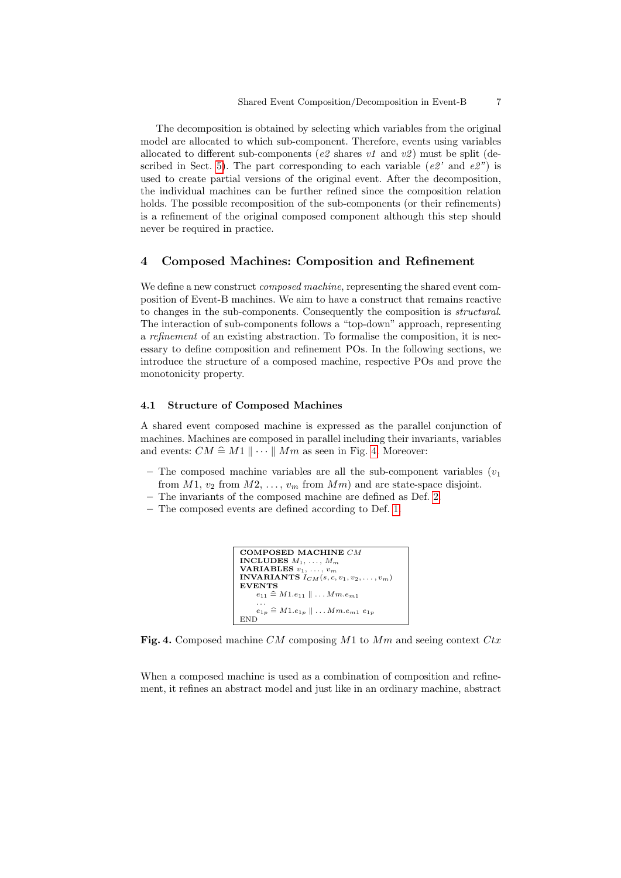The decomposition is obtained by selecting which variables from the original model are allocated to which sub-component. Therefore, events using variables allocated to different sub-components (*e2* shares *v1* and *v2*) must be split (described in Sect. 5). The part corresponding to each variable (*e2'* and *e2"*) is used to create partial versions of the original event. After the decomposition, the individual machines can be further refined since the composition relation holds. The possible recomposition of the sub-components (or their refinements) is a refinement of the original composed component although this step should never be required in practice.

## 4 Composed Machines: Composition and Refinement

We define a new construct *composed machine*, representing the shared event composition of Event-B machines. We aim to have a construct that remains reactive to changes in the sub-components. Consequently the composition is *structural*. The interaction of sub-components follows a "top-down" approach, representing a *refinement* of an existing abstraction. To formalise the composition, it is necessary to define composition and refinement POs. In the following sections, we introduce the structure of a composed machine, respective POs and prove the monotonicity property.

### 4.1 Structure of Composed Machines

A shared event composed machine is expressed as the parallel conjunction of machines. Machines are composed in parallel including their invariants, variables and events: $CM \mathrel{\widehat{=}} M1 \parallel \cdots \parallel Mm$ as seen in Fig. 4. Moreover:

- The composed machine variables are all the sub-component variables ($v_1$ from $M1$, $v_2$ from $M2$, $\ldots$, $v_m$ from $Mm$) and are state-space disjoint.
- The invariants of the composed machine are defined as Def. 2.
- The composed events are defined according to Def. 1.

```
COMPOSED MACHINE CM
INCLUDES M_1, ..., M_m
VARIABLES v_1, ..., v_m
INVARIANTS I_CM(s, c, v_1, v_2, ..., v_m)
EVENTS
    e_11 ≙ M1.e_11 || ... Mm.e_m1
    ...
    e_1p ≙ M1.e_1p || ... Mm.e_m1 e_1p
END
```

**Fig. 4.** Composed machine $CM$ composing $M1$ to $Mm$ and seeing context $Ctx$

When a composed machine is used as a combination of composition and refinement, it refines an abstract model and just like in an ordinary machine, abstract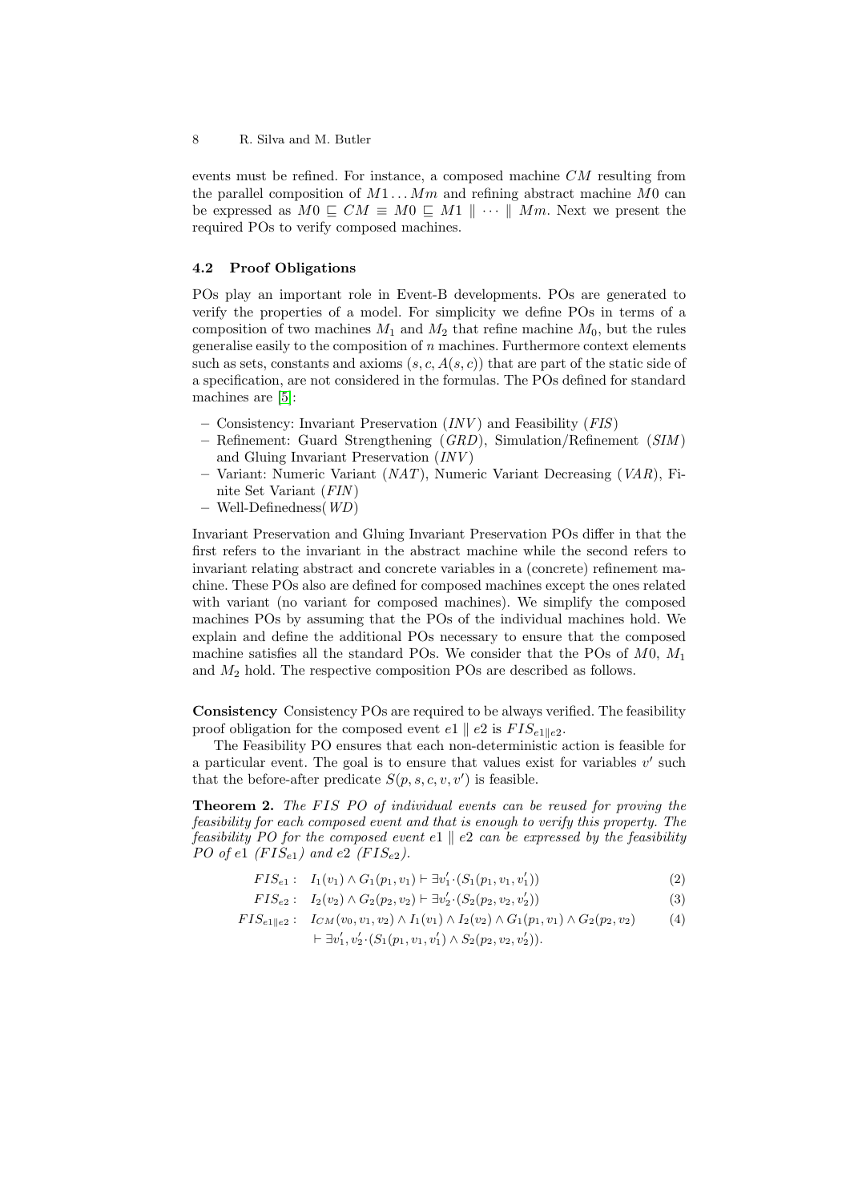events must be refined. For instance, a composed machine $CM$ resulting from the parallel composition of $M1 \ldots Mm$ and refining abstract machine $M0$ can be expressed as $M0 \sqsubseteq CM \equiv M0 \sqsubseteq M1 \parallel \cdots \parallel Mm$. Next we present the required POs to verify composed machines.

### 4.2 Proof Obligations

POs play an important role in Event-B developments. POs are generated to verify the properties of a model. For simplicity we define POs in terms of a composition of two machines $M_1$ and $M_2$ that refine machine $M_0$, but the rules generalise easily to the composition of $n$ machines. Furthermore context elements such as sets, constants and axioms $(s, c, A(s, c))$ that are part of the static side of a specification, are not considered in the formulas. The POs defined for standard machines are [5]:

- Consistency: Invariant Preservation (*INV*) and Feasibility (*FIS*)
- Refinement: Guard Strengthening (*GRD*), Simulation/Refinement (*SIM*) and Gluing Invariant Preservation (*INV*)
- Variant: Numeric Variant (*NAT*), Numeric Variant Decreasing (*VAR*), Finite Set Variant (*FIN*)
- Well-Definedness(*WD*)

Invariant Preservation and Gluing Invariant Preservation POs differ in that the first refers to the invariant in the abstract machine while the second refers to invariant relating abstract and concrete variables in a (concrete) refinement machine. These POs also are defined for composed machines except the ones related with variant (no variant for composed machines). We simplify the composed machines POs by assuming that the POs of the individual machines hold. We explain and define the additional POs necessary to ensure that the composed machine satisfies all the standard POs. We consider that the POs of $M0$, $M_1$ and $M_2$ hold. The respective composition POs are described as follows.

**Consistency** Consistency POs are required to be always verified. The feasibility proof obligation for the composed event $e1 \parallel e2$ is $FIS_{e1\parallel e2}$.

The Feasibility PO ensures that each non-deterministic action is feasible for a particular event. The goal is to ensure that values exist for variables $v'$ such that the before-after predicate $S(p, s, c, v, v')$ is feasible.

**Theorem 2.** *The FIS PO of individual events can be reused for proving the feasibility for each composed event and that is enough to verify this property. The feasibility PO for the composed event $e1 \parallel e2$ can be expressed by the feasibility PO of $e1$ ($FIS_{e1}$) and $e2$ ($FIS_{e2}$).*

$$FIS_{e1}: \quad I_1(v_1) \wedge G_1(p_1, v_1) \vdash \exists v_1' \cdot (S_1(p_1, v_1, v_1')) \tag{2}$$

$$FIS_{e2}: \quad I_2(v_2) \wedge G_2(p_2, v_2) \vdash \exists v_2' \cdot (S_2(p_2, v_2, v_2')) \tag{3}$$

$$\begin{aligned} FIS_{e1\parallel e2}: \quad & I_{CM}(v_0, v_1, v_2) \wedge I_1(v_1) \wedge I_2(v_2) \wedge G_1(p_1, v_1) \wedge G_2(p_2, v_2) \\ & \vdash \exists v_1', v_2' \cdot (S_1(p_1, v_1, v_1') \wedge S_2(p_2, v_2, v_2')). \end{aligned} \tag{4}$$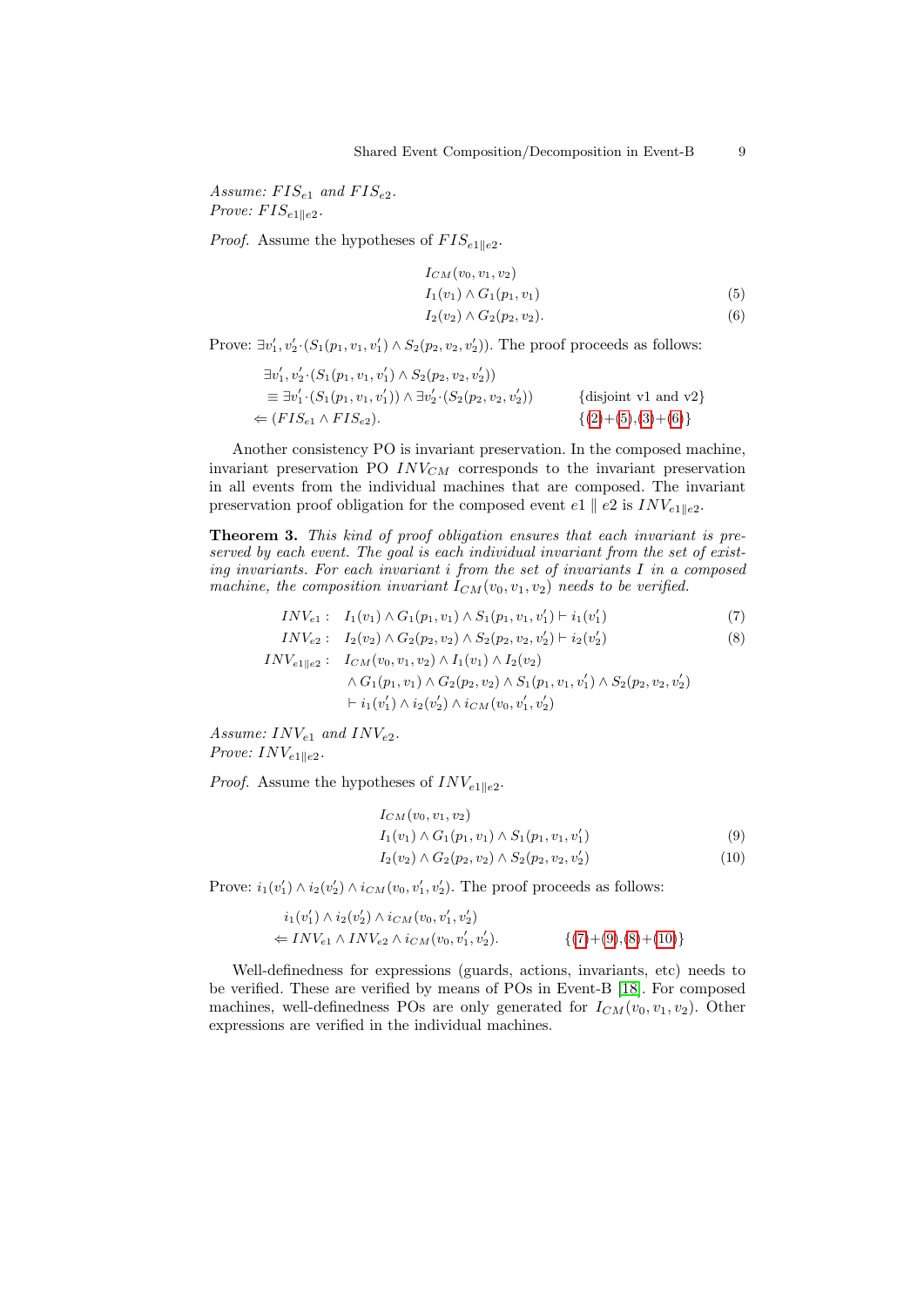*Assume:* $FIS_{e1}$ *and* $FIS_{e2}$.
*Prove:* $FIS_{e1\|e2}$.

*Proof.* Assume the hypotheses of $FIS_{e1\|e2}$.

$$
\begin{aligned}
&I_{CM}(v_0, v_1, v_2) \\
&I_1(v_1) \wedge G_1(p_1, v_1) && (5)\\
&I_2(v_2) \wedge G_2(p_2, v_2). && (6)
\end{aligned}
$$

Prove: $\exists v_1', v_2' \cdot (S_1(p_1, v_1, v_1') \wedge S_2(p_2, v_2, v_2'))$. The proof proceeds as follows:

$$
\begin{aligned}
&\exists v_1', v_2' \cdot (S_1(p_1, v_1, v_1') \wedge S_2(p_2, v_2, v_2')) \\
&\equiv \exists v_1' \cdot (S_1(p_1, v_1, v_1')) \wedge \exists v_2' \cdot (S_2(p_2, v_2, v_2')) && \{\text{disjoint v1 and v2}\}\\
\Leftarrow\ &(FIS_{e1} \wedge FIS_{e2}). && \{(2)+(5),(3)+(6)\}
\end{aligned}
$$

Another consistency PO is invariant preservation. In the composed machine, invariant preservation PO $INV_{CM}$ corresponds to the invariant preservation in all events from the individual machines that are composed. The invariant preservation proof obligation for the composed event $e1 \parallel e2$ is $INV_{e1\|e2}$.

**Theorem 3.** *This kind of proof obligation ensures that each invariant is preserved by each event. The goal is each individual invariant from the set of existing invariants. For each invariant i from the set of invariants I in a composed machine, the composition invariant* $I_{CM}(v_0, v_1, v_2)$ *needs to be verified.*

$$
\begin{aligned}
INV_{e1}:&\quad I_1(v_1) \wedge G_1(p_1, v_1) \wedge S_1(p_1, v_1, v_1') \vdash i_1(v_1') && (7)\\
INV_{e2}:&\quad I_2(v_2) \wedge G_2(p_2, v_2) \wedge S_2(p_2, v_2, v_2') \vdash i_2(v_2') && (8)\\
INV_{e1\|e2}:&\quad I_{CM}(v_0, v_1, v_2) \wedge I_1(v_1) \wedge I_2(v_2)\\
&\quad \wedge G_1(p_1, v_1) \wedge G_2(p_2, v_2) \wedge S_1(p_1, v_1, v_1') \wedge S_2(p_2, v_2, v_2')\\
&\quad \vdash i_1(v_1') \wedge i_2(v_2') \wedge i_{CM}(v_0, v_1', v_2')
\end{aligned}
$$

*Assume:* $INV_{e1}$ *and* $INV_{e2}$.
*Prove:* $INV_{e1\|e2}$.

*Proof.* Assume the hypotheses of $INV_{e1\|e2}$.

$$
\begin{aligned}
&I_{CM}(v_0, v_1, v_2) \\
&I_1(v_1) \wedge G_1(p_1, v_1) \wedge S_1(p_1, v_1, v_1') && (9)\\
&I_2(v_2) \wedge G_2(p_2, v_2) \wedge S_2(p_2, v_2, v_2') && (10)
\end{aligned}
$$

Prove: $i_1(v_1') \wedge i_2(v_2') \wedge i_{CM}(v_0, v_1', v_2')$. The proof proceeds as follows:

$$
\begin{aligned}
&i_1(v_1') \wedge i_2(v_2') \wedge i_{CM}(v_0, v_1', v_2')\\
\Leftarrow\ &INV_{e1} \wedge INV_{e2} \wedge i_{CM}(v_0, v_1', v_2'). && \{(7)+(9),(8)+(10)\}
\end{aligned}
$$

Well-definedness for expressions (guards, actions, invariants, etc) needs to be verified. These are verified by means of POs in Event-B [18]. For composed machines, well-definedness POs are only generated for $I_{CM}(v_0, v_1, v_2)$. Other expressions are verified in the individual machines.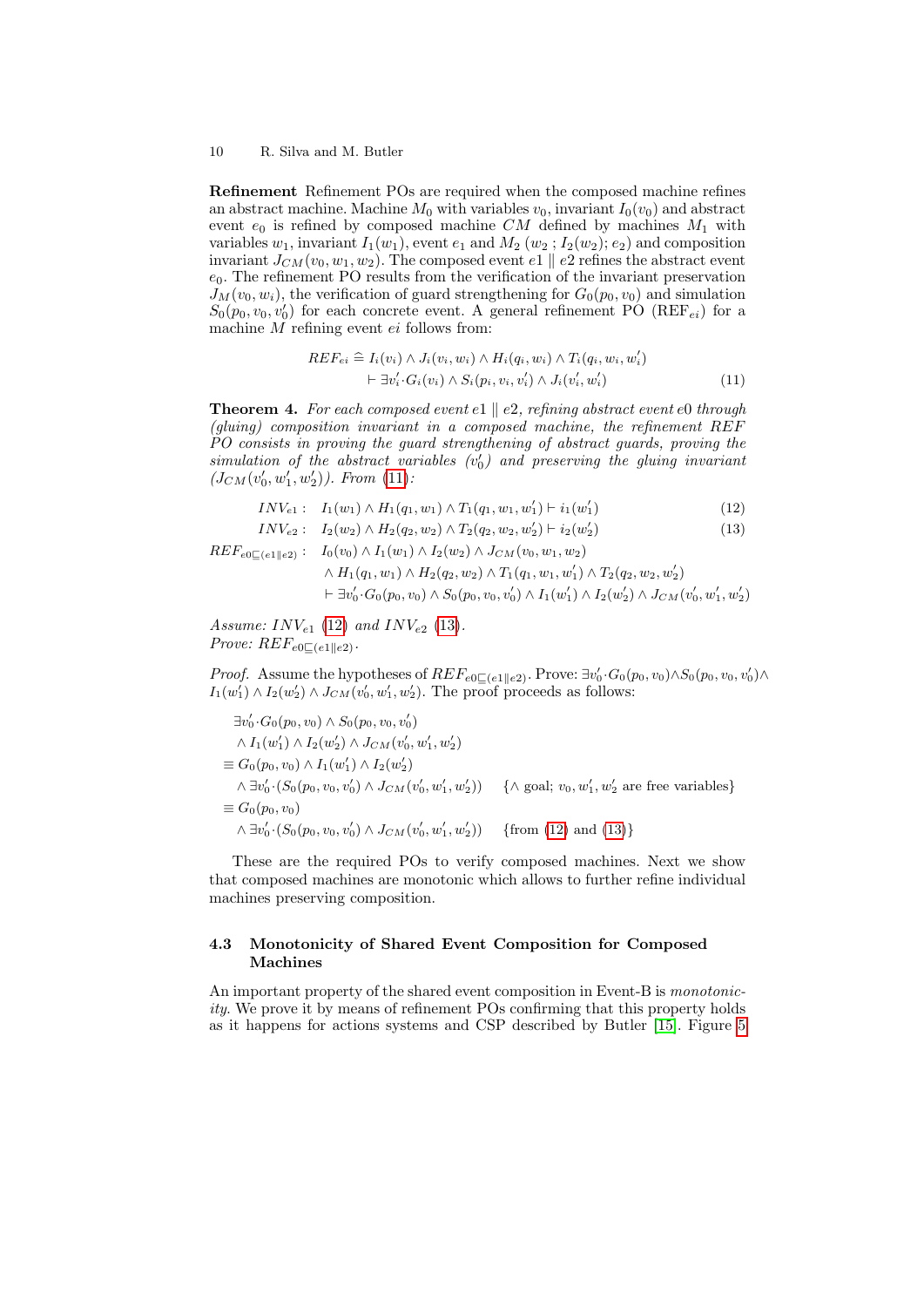**Refinement** Refinement POs are required when the composed machine refines an abstract machine. Machine $M_0$ with variables $v_0$, invariant $I_0(v_0)$ and abstract event $e_0$ is refined by composed machine $CM$ defined by machines $M_1$ with variables $w_1$, invariant $I_1(w_1)$, event $e_1$ and $M_2$ ($w_2$ ; $I_2(w_2)$; $e_2$) and composition invariant $J_{CM}(v_0, w_1, w_2)$. The composed event $e1 \parallel e2$ refines the abstract event $e_0$. The refinement PO results from the verification of the invariant preservation $J_M(v_0, w_i)$, the verification of guard strengthening for $G_0(p_0, v_0)$ and simulation $S_0(p_0, v_0, v_0')$ for each concrete event. A general refinement PO (REF$_{ei}$) for a machine $M$ refining event $ei$ follows from:

$$
\begin{aligned}
REF_{ei} \mathrel{\widehat{=}} & \; I_i(v_i) \wedge J_i(v_i, w_i) \wedge H_i(q_i, w_i) \wedge T_i(q_i, w_i, w_i') \\
& \vdash \exists v_i' \cdot G_i(v_i) \wedge S_i(p_i, v_i, v_i') \wedge J_i(v_i', w_i')
\end{aligned}
\tag{11}
$$

**Theorem 4.** *For each composed event $e1 \parallel e2$, refining abstract event $e0$ through (gluing) composition invariant in a composed machine, the refinement REF PO consists in proving the guard strengthening of abstract guards, proving the simulation of the abstract variables ($v_0'$) and preserving the gluing invariant ($J_{CM}(v_0', w_1', w_2')$). From (11):*

$$
INV_{e1}: \quad I_1(w_1) \wedge H_1(q_1, w_1) \wedge T_1(q_1, w_1, w_1') \vdash i_1(w_1') \tag{12}
$$

$$
INV_{e2}: \quad I_2(w_2) \wedge H_2(q_2, w_2) \wedge T_2(q_2, w_2, w_2') \vdash i_2(w_2') \tag{13}
$$

$$
\begin{aligned}
REF_{e0 \sqsubseteq (e1 \parallel e2)}: \quad & I_0(v_0) \wedge I_1(w_1) \wedge I_2(w_2) \wedge J_{CM}(v_0, w_1, w_2) \\
& \wedge H_1(q_1, w_1) \wedge H_2(q_2, w_2) \wedge T_1(q_1, w_1, w_1') \wedge T_2(q_2, w_2, w_2') \\
& \vdash \exists v_0' \cdot G_0(p_0, v_0) \wedge S_0(p_0, v_0, v_0') \wedge I_1(w_1') \wedge I_2(w_2') \wedge J_{CM}(v_0', w_1', w_2')
\end{aligned}
$$

*Assume:* $INV_{e1}$ (12) *and* $INV_{e2}$ (13).
*Prove:* $REF_{e0 \sqsubseteq (e1 \parallel e2)}$.

*Proof.* Assume the hypotheses of $REF_{e0 \sqsubseteq (e1 \parallel e2)}$. Prove: $\exists v_0' \cdot G_0(p_0, v_0) \wedge S_0(p_0, v_0, v_0') \wedge I_1(w_1') \wedge I_2(w_2') \wedge J_{CM}(v_0', w_1', w_2')$. The proof proceeds as follows:

$$
\begin{aligned}
& \exists v_0' \cdot G_0(p_0, v_0) \wedge S_0(p_0, v_0, v_0') \\
& \quad \wedge I_1(w_1') \wedge I_2(w_2') \wedge J_{CM}(v_0', w_1', w_2') \\
\equiv \; & G_0(p_0, v_0) \wedge I_1(w_1') \wedge I_2(w_2') \\
& \quad \wedge \exists v_0' \cdot (S_0(p_0, v_0, v_0') \wedge J_{CM}(v_0', w_1', w_2')) \qquad \{\wedge \text{ goal; } v_0, w_1', w_2' \text{ are free variables}\} \\
\equiv \; & G_0(p_0, v_0) \\
& \quad \wedge \exists v_0' \cdot (S_0(p_0, v_0, v_0') \wedge J_{CM}(v_0', w_1', w_2')) \qquad \{\text{from (12) and (13)}\}
\end{aligned}
$$

These are the required POs to verify composed machines. Next we show that composed machines are monotonic which allows to further refine individual machines preserving composition.

### 4.3 Monotonicity of Shared Event Composition for Composed Machines

An important property of the shared event composition in Event-B is *monotonicity*. We prove it by means of refinement POs confirming that this property holds as it happens for actions systems and CSP described by Butler [15]. Figure 5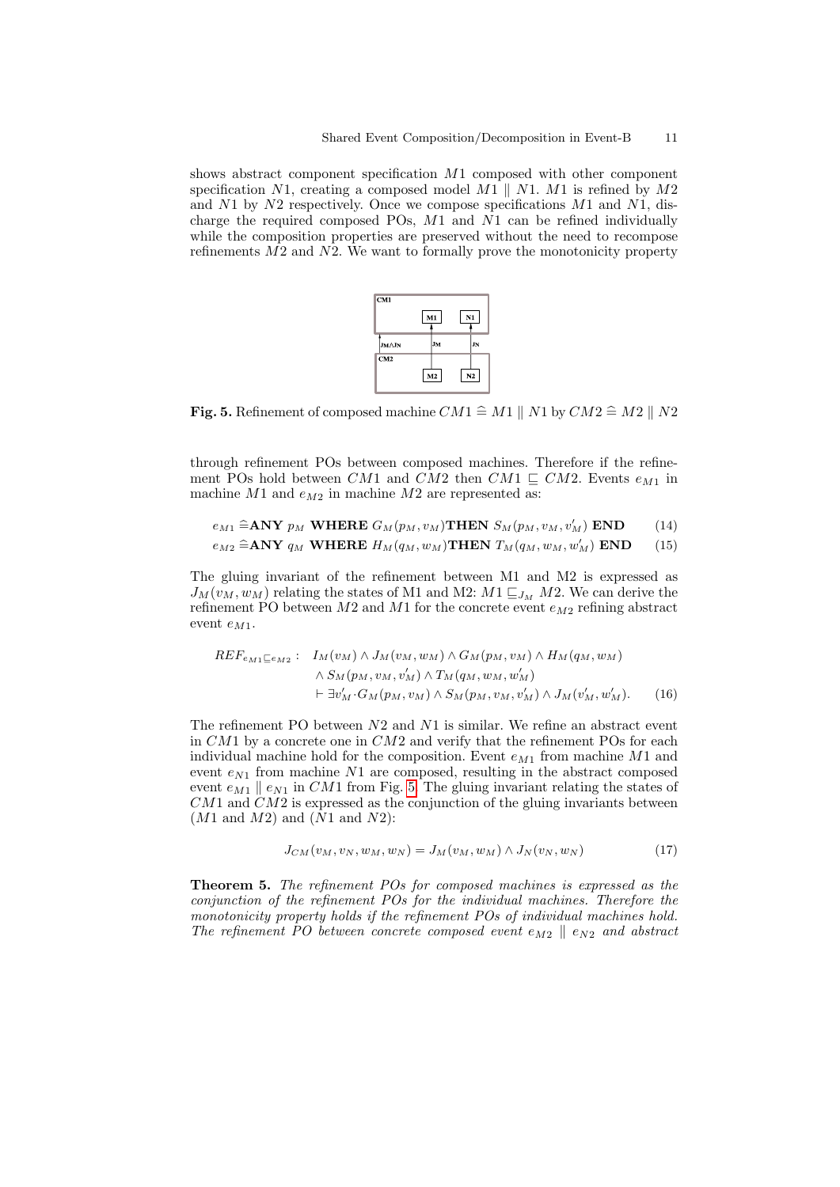shows abstract component specification $M1$ composed with other component specification $N1$, creating a composed model $M1 \parallel N1$. $M1$ is refined by $M2$ and $N1$ by $N2$ respectively. Once we compose specifications $M1$ and $N1$, discharge the required composed POs, $M1$ and $N1$ can be refined individually while the composition properties are preserved without the need to recompose refinements $M2$ and $N2$. We want to formally prove the monotonicity property

**Fig. 5.** Refinement of composed machine $CM1 \mathrel{\widehat{=}} M1 \parallel N1$ by $CM2 \mathrel{\widehat{=}} M2 \parallel N2$

through refinement POs between composed machines. Therefore if the refinement POs hold between $CM1$ and $CM2$ then $CM1 \sqsubseteq CM2$. Events $e_{M1}$ in machine $M1$ and $e_{M2}$ in machine $M2$ are represented as:

$$e_{M1} \mathrel{\widehat{=}} \textbf{ANY } p_M \textbf{ WHERE } G_M(p_M, v_M) \textbf{THEN } S_M(p_M, v_M, v_M') \textbf{ END} \tag{14}$$

$$e_{M2} \mathrel{\widehat{=}} \textbf{ANY } q_M \textbf{ WHERE } H_M(q_M, w_M) \textbf{THEN } T_M(q_M, w_M, w_M') \textbf{ END} \tag{15}$$

The gluing invariant of the refinement between M1 and M2 is expressed as $J_M(v_M, w_M)$ relating the states of M1 and M2: $M1 \sqsubseteq_{J_M} M2$. We can derive the refinement PO between $M2$ and $M1$ for the concrete event $e_{M2}$ refining abstract event $e_{M1}$.

$$\begin{aligned} REF_{e_{M1} \sqsubseteq e_{M2}}: \quad & I_M(v_M) \wedge J_M(v_M, w_M) \wedge G_M(p_M, v_M) \wedge H_M(q_M, w_M) \\ & \wedge S_M(p_M, v_M, v_M') \wedge T_M(q_M, w_M, w_M') \\ & \vdash \exists v_M' \cdot G_M(p_M, v_M) \wedge S_M(p_M, v_M, v_M') \wedge J_M(v_M', w_M'). \end{aligned} \tag{16}$$

The refinement PO between $N2$ and $N1$ is similar. We refine an abstract event in $CM1$ by a concrete one in $CM2$ and verify that the refinement POs for each individual machine hold for the composition. Event $e_{M1}$ from machine $M1$ and event $e_{N1}$ from machine $N1$ are composed, resulting in the abstract composed event $e_{M1} \parallel e_{N1}$ in $CM1$ from Fig. 5. The gluing invariant relating the states of $CM1$ and $CM2$ is expressed as the conjunction of the gluing invariants between ($M1$ and $M2$) and ($N1$ and $N2$):

$$J_{CM}(v_M, v_N, w_M, w_N) = J_M(v_M, w_M) \wedge J_N(v_N, w_N) \tag{17}$$

**Theorem 5.** *The refinement POs for composed machines is expressed as the conjunction of the refinement POs for the individual machines. Therefore the monotonicity property holds if the refinement POs of individual machines hold. The refinement PO between concrete composed event $e_{M2} \parallel e_{N2}$ and abstract*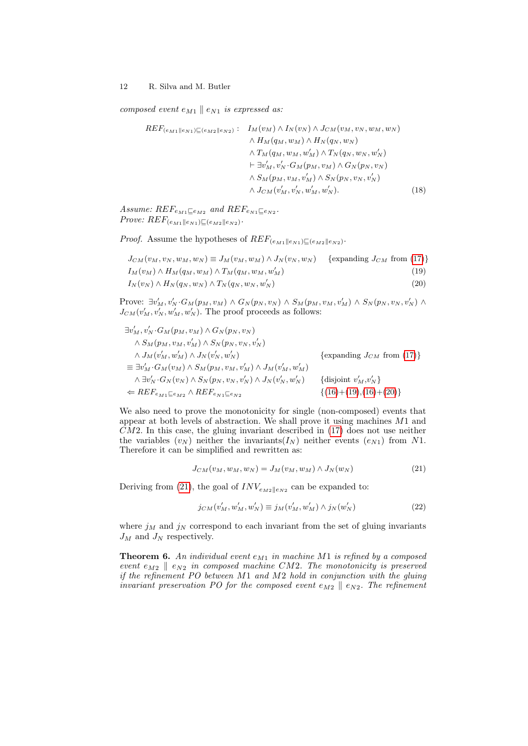*composed event $e_{M1} \parallel e_{N1}$ is expressed as:*

$$
\begin{aligned}
REF_{(e_{M1} \parallel e_{N1}) \sqsubseteq (e_{M2} \parallel e_{N2})} : \quad & I_M(v_M) \wedge I_N(v_N) \wedge J_{CM}(v_M, v_N, w_M, w_N) \\
& \wedge H_M(q_M, w_M) \wedge H_N(q_N, w_N) \\
& \wedge T_M(q_M, w_M, w_M') \wedge T_N(q_N, w_N, w_N') \\
& \vdash \exists v_M', v_N' \cdot G_M(p_M, v_M) \wedge G_N(p_N, v_N) \\
& \wedge S_M(p_M, v_M, v_M') \wedge S_N(p_N, v_N, v_N') \\
& \wedge J_{CM}(v_M', v_N', w_M', w_N').
\end{aligned} \tag{18}
$$

*Assume: $REF_{e_{M1} \sqsubseteq e_{M2}}$ and $REF_{e_{N1} \sqsubseteq e_{N2}}$.*
*Prove: $REF_{(e_{M1} \parallel e_{N1}) \sqsubseteq (e_{M2} \parallel e_{N2})}$.*

*Proof.* Assume the hypotheses of $REF_{(e_{M1} \parallel e_{N1}) \sqsubseteq (e_{M2} \parallel e_{N2})}$.

$$
J_{CM}(v_M, v_N, w_M, w_N) \equiv J_M(v_M, w_M) \wedge J_N(v_N, w_N) \quad \{\text{expanding } J_{CM} \text{ from (17)}\}
$$

$$
I_M(v_M) \wedge H_M(q_M, w_M) \wedge T_M(q_M, w_M, w_M') \tag{19}
$$

$$
I_N(v_N) \wedge H_N(q_N, w_N) \wedge T_N(q_N, w_N, w_N') \tag{20}
$$

Prove: $\exists v_M', v_N' \cdot G_M(p_M, v_M) \wedge G_N(p_N, v_N) \wedge S_M(p_M, v_M, v_M') \wedge S_N(p_N, v_N, v_N') \wedge J_{CM}(v_M', v_N', w_M', w_N')$. The proof proceeds as follows:

$$
\begin{aligned}
& \exists v_M', v_N' \cdot G_M(p_M, v_M) \wedge G_N(p_N, v_N) \\
& \quad \wedge S_M(p_M, v_M, v_M') \wedge S_N(p_N, v_N, v_N') \\
& \quad \wedge J_M(v_M', w_M') \wedge J_N(v_N', w_N') && \{\text{expanding } J_{CM} \text{ from (17)}\} \\
& \equiv \exists v_M' \cdot G_M(v_M) \wedge S_M(p_M, v_M, v_M') \wedge J_M(v_M', w_M') \\
& \quad \wedge \exists v_N' \cdot G_N(v_N) \wedge S_N(p_N, v_N, v_N') \wedge J_N(v_N', w_N') && \{\text{disjoint } v_M', v_N'\} \\
& \Leftarrow REF_{e_{M1} \sqsubseteq e_{M2}} \wedge REF_{e_{N1} \sqsubseteq e_{N2}} && \{(16)+(19), (16)+(20)\}
\end{aligned}
$$

We also need to prove the monotonicity for single (non-composed) events that appear at both levels of abstraction. We shall prove it using machines $M1$ and $CM2$. In this case, the gluing invariant described in (17) does not use neither the variables ($v_N$) neither the invariants($I_N$) neither events ($e_{N1}$) from $N1$. Therefore it can be simplified and rewritten as:

$$
J_{CM}(v_M, w_M, w_N) = J_M(v_M, w_M) \wedge J_N(w_N) \tag{21}
$$

Deriving from (21), the goal of $INV_{e_{M2} \parallel e_{N2}}$ can be expanded to:

$$
j_{CM}(v_M', w_M', w_N') \equiv j_M(v_M', w_M') \wedge j_N(w_N') \tag{22}
$$

where $j_M$ and $j_N$ correspond to each invariant from the set of gluing invariants $J_M$ and $J_N$ respectively.

**Theorem 6.** *An individual event $e_{M1}$ in machine $M1$ is refined by a composed event $e_{M2} \parallel e_{N2}$ in composed machine $CM2$. The monotonicity is preserved if the refinement PO between $M1$ and $M2$ hold in conjunction with the gluing invariant preservation PO for the composed event $e_{M2} \parallel e_{N2}$. The refinement*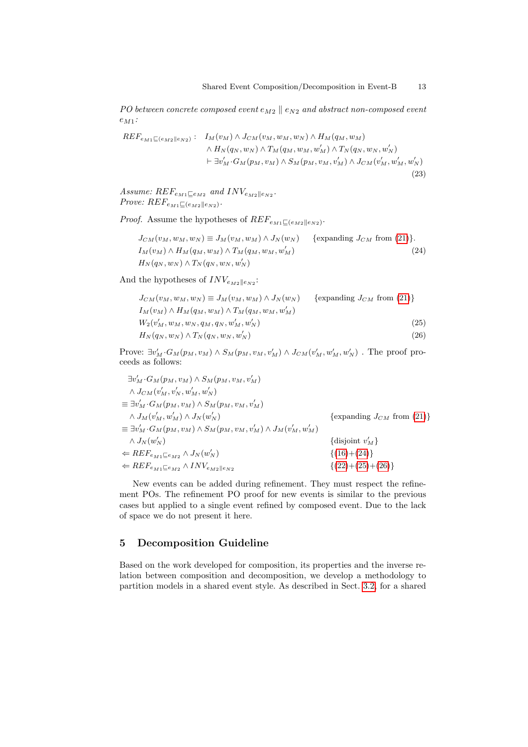*PO between concrete composed event $e_{M2} \parallel e_{N2}$ and abstract non-composed event $e_{M1}$:*

$$
\begin{aligned}
REF_{e_{M1} \sqsubseteq (e_{M2} \parallel e_{N2})}: \quad & I_M(v_M) \wedge J_{CM}(v_M, w_M, w_N) \wedge H_M(q_M, w_M) \\
& \wedge H_N(q_N, w_N) \wedge T_M(q_M, w_M, w_M') \wedge T_N(q_N, w_N, w_N') \\
& \vdash \exists v_M' \cdot G_M(p_M, v_M) \wedge S_M(p_M, v_M, v_M') \wedge J_{CM}(v_M', w_M', w_N')
\end{aligned} \tag{23}
$$

*Assume:* $REF_{e_{M1} \sqsubseteq e_{M2}}$ *and* $INV_{e_{M2} \parallel e_{N2}}$.
*Prove:* $REF_{e_{M1} \sqsubseteq (e_{M2} \parallel e_{N2})}$.

*Proof.* Assume the hypotheses of $REF_{e_{M1} \sqsubseteq (e_{M2} \parallel e_{N2})}$.

$$
\begin{aligned}
& J_{CM}(v_M, w_M, w_N) \equiv J_M(v_M, w_M) \wedge J_N(w_N) \qquad \{\text{expanding } J_{CM} \text{ from (21)}\}. \\
& I_M(v_M) \wedge H_M(q_M, w_M) \wedge T_M(q_M, w_M, w_M') \qquad (24) \\
& H_N(q_N, w_N) \wedge T_N(q_N, w_N, w_N')
\end{aligned}
$$

And the hypotheses of $INV_{e_{M2} \parallel e_{N2}}$:

$$
\begin{aligned}
& J_{CM}(v_M, w_M, w_N) \equiv J_M(v_M, w_M) \wedge J_N(w_N) \qquad \{\text{expanding } J_{CM} \text{ from (21)}\} \\
& I_M(v_M) \wedge H_M(q_M, w_M) \wedge T_M(q_M, w_M, w_M') \\
& W_2(v_M', w_M, w_N, q_M, q_N, w_M', w_N') \qquad (25) \\
& H_N(q_N, w_N) \wedge T_N(q_N, w_N, w_N') \qquad (26)
\end{aligned}
$$

Prove: $\exists v_M' \cdot G_M(p_M, v_M) \wedge S_M(p_M, v_M, v_M') \wedge J_{CM}(v_M', w_M', w_N')$ . The proof proceeds as follows:

$$
\begin{aligned}
& \exists v_M' \cdot G_M(p_M, v_M) \wedge S_M(p_M, v_M, v_M') \\
& \quad \wedge J_{CM}(v_M', v_N', w_M', w_N') \\
\equiv\ & \exists v_M' \cdot G_M(p_M, v_M) \wedge S_M(p_M, v_M, v_M') \\
& \quad \wedge J_M(v_M', w_M') \wedge J_N(w_N') && \{\text{expanding } J_{CM} \text{ from (21)}\} \\
\equiv\ & \exists v_M' \cdot G_M(p_M, v_M) \wedge S_M(p_M, v_M, v_M') \wedge J_M(v_M', w_M') \\
& \quad \wedge J_N(w_N') && \{\text{disjoint } v_M'\} \\
\Leftarrow\ & REF_{e_{M1} \sqsubseteq e_{M2}} \wedge J_N(w_N') && \{(16)+(24)\} \\
\Leftarrow\ & REF_{e_{M1} \sqsubseteq e_{M2}} \wedge INV_{e_{M2} \parallel e_{N2}} && \{(22)+(25)+(26)\}
\end{aligned}
$$

New events can be added during refinement. They must respect the refinement POs. The refinement PO proof for new events is similar to the previous cases but applied to a single event refined by composed event. Due to the lack of space we do not present it here.

## 5 Decomposition Guideline

Based on the work developed for composition, its properties and the inverse relation between composition and decomposition, we develop a methodology to partition models in a shared event style. As described in Sect. 3.2, for a shared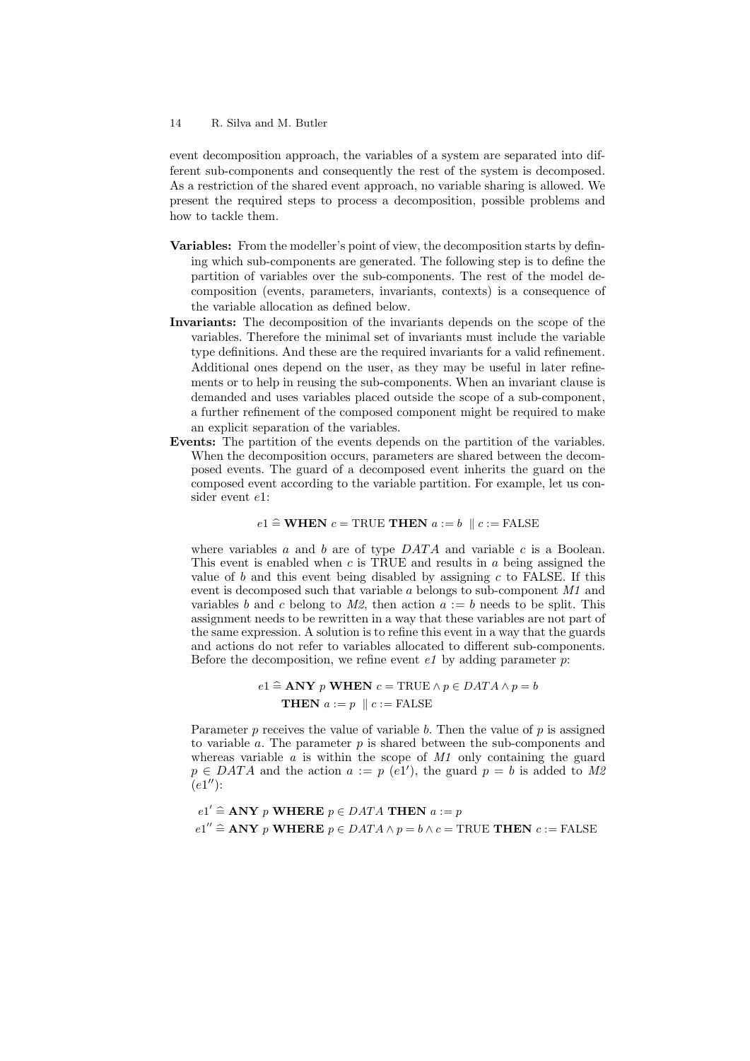event decomposition approach, the variables of a system are separated into different sub-components and consequently the rest of the system is decomposed. As a restriction of the shared event approach, no variable sharing is allowed. We present the required steps to process a decomposition, possible problems and how to tackle them.

**Variables:** From the modeller's point of view, the decomposition starts by defining which sub-components are generated. The following step is to define the partition of variables over the sub-components. The rest of the model decomposition (events, parameters, invariants, contexts) is a consequence of the variable allocation as defined below.

**Invariants:** The decomposition of the invariants depends on the scope of the variables. Therefore the minimal set of invariants must include the variable type definitions. And these are the required invariants for a valid refinement. Additional ones depend on the user, as they may be useful in later refinements or to help in reusing the sub-components. When an invariant clause is demanded and uses variables placed outside the scope of a sub-component, a further refinement of the composed component might be required to make an explicit separation of the variables.

**Events:** The partition of the events depends on the partition of the variables. When the decomposition occurs, parameters are shared between the decomposed events. The guard of a decomposed event inherits the guard on the composed event according to the variable partition. For example, let us consider event $e1$:

$$e1 \mathrel{\widehat{=}} \textbf{WHEN } c = \text{TRUE } \textbf{THEN } a := b \;\; \| \; c := \text{FALSE}$$

where variables $a$ and $b$ are of type $DATA$ and variable $c$ is a Boolean. This event is enabled when $c$ is TRUE and results in $a$ being assigned the value of $b$ and this event being disabled by assigning $c$ to FALSE. If this event is decomposed such that variable $a$ belongs to sub-component *M1* and variables $b$ and $c$ belong to *M2*, then action $a := b$ needs to be split. This assignment needs to be rewritten in a way that these variables are not part of the same expression. A solution is to refine this event in a way that the guards and actions do not refer to variables allocated to different sub-components. Before the decomposition, we refine event *e1* by adding parameter $p$:

$$\begin{aligned} e1 \mathrel{\widehat{=}} \; & \textbf{ANY } p \textbf{ WHEN } c = \text{TRUE} \wedge p \in DATA \wedge p = b \\ & \textbf{THEN } a := p \;\; \| \; c := \text{FALSE} \end{aligned}$$

Parameter $p$ receives the value of variable $b$. Then the value of $p$ is assigned to variable $a$. The parameter $p$ is shared between the sub-components and whereas variable $a$ is within the scope of *M1* only containing the guard $p \in DATA$ and the action $a := p$ ($e1'$), the guard $p = b$ is added to *M2* ($e1''$):

$$e1' \mathrel{\widehat{=}} \textbf{ANY } p \textbf{ WHERE } p \in DATA \textbf{ THEN } a := p$$
$$e1'' \mathrel{\widehat{=}} \textbf{ANY } p \textbf{ WHERE } p \in DATA \wedge p = b \wedge c = \text{TRUE } \textbf{THEN } c := \text{FALSE}$$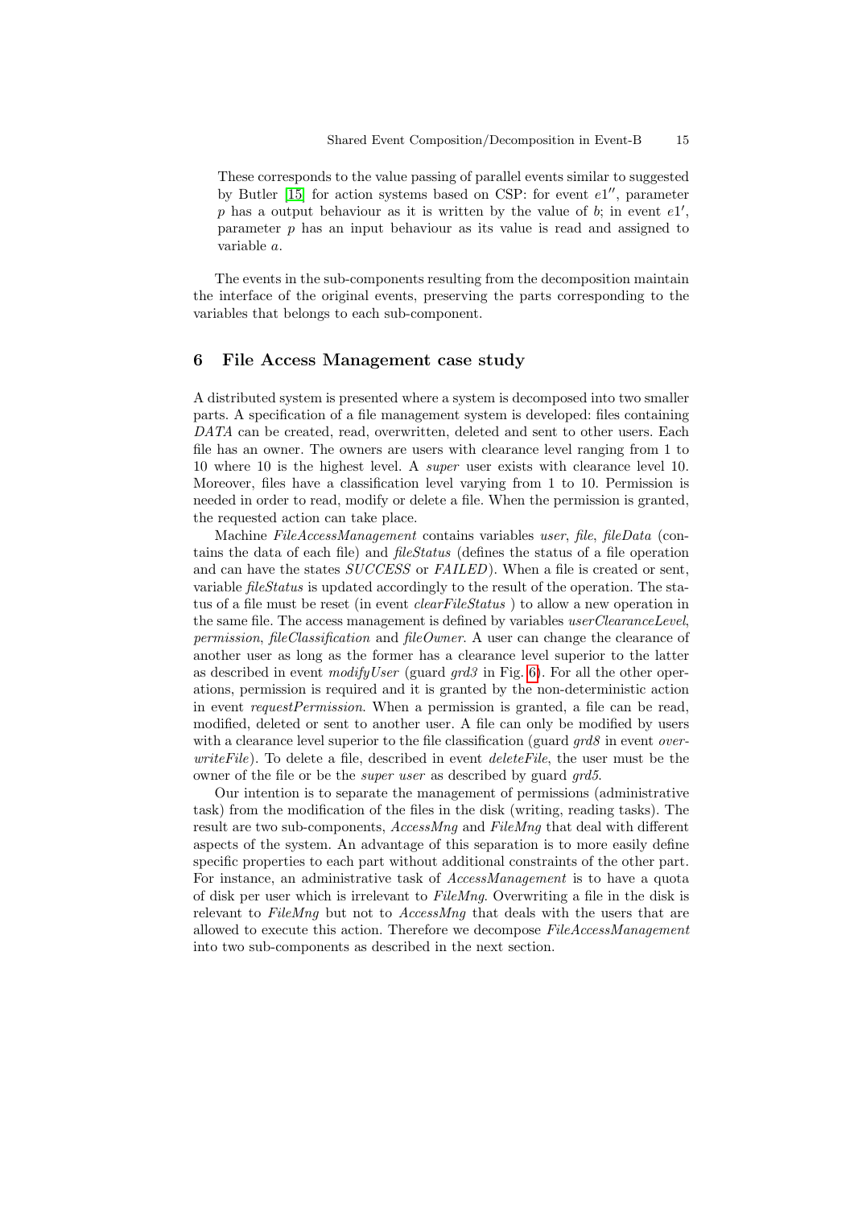These corresponds to the value passing of parallel events similar to suggested by Butler [15] for action systems based on CSP: for event $e1''$, parameter $p$ has a output behaviour as it is written by the value of $b$; in event $e1'$, parameter $p$ has an input behaviour as its value is read and assigned to variable $a$.

The events in the sub-components resulting from the decomposition maintain the interface of the original events, preserving the parts corresponding to the variables that belongs to each sub-component.

## 6 File Access Management case study

A distributed system is presented where a system is decomposed into two smaller parts. A specification of a file management system is developed: files containing *DATA* can be created, read, overwritten, deleted and sent to other users. Each file has an owner. The owners are users with clearance level ranging from 1 to 10 where 10 is the highest level. A *super* user exists with clearance level 10. Moreover, files have a classification level varying from 1 to 10. Permission is needed in order to read, modify or delete a file. When the permission is granted, the requested action can take place.

Machine *FileAccessManagement* contains variables *user*, *file*, *fileData* (contains the data of each file) and *fileStatus* (defines the status of a file operation and can have the states *SUCCESS* or *FAILED*). When a file is created or sent, variable *fileStatus* is updated accordingly to the result of the operation. The status of a file must be reset (in event *clearFileStatus* ) to allow a new operation in the same file. The access management is defined by variables *userClearanceLevel*, *permission*, *fileClassification* and *fileOwner*. A user can change the clearance of another user as long as the former has a clearance level superior to the latter as described in event *modifyUser* (guard *grd3* in Fig. 6). For all the other operations, permission is required and it is granted by the non-deterministic action in event *requestPermission*. When a permission is granted, a file can be read, modified, deleted or sent to another user. A file can only be modified by users with a clearance level superior to the file classification (guard *grd8* in event *overwriteFile*). To delete a file, described in event *deleteFile*, the user must be the owner of the file or be the *super user* as described by guard *grd5*.

Our intention is to separate the management of permissions (administrative task) from the modification of the files in the disk (writing, reading tasks). The result are two sub-components, *AccessMng* and *FileMng* that deal with different aspects of the system. An advantage of this separation is to more easily define specific properties to each part without additional constraints of the other part. For instance, an administrative task of *AccessManagement* is to have a quota of disk per user which is irrelevant to *FileMng*. Overwriting a file in the disk is relevant to *FileMng* but not to *AccessMng* that deals with the users that are allowed to execute this action. Therefore we decompose *FileAccessManagement* into two sub-components as described in the next section.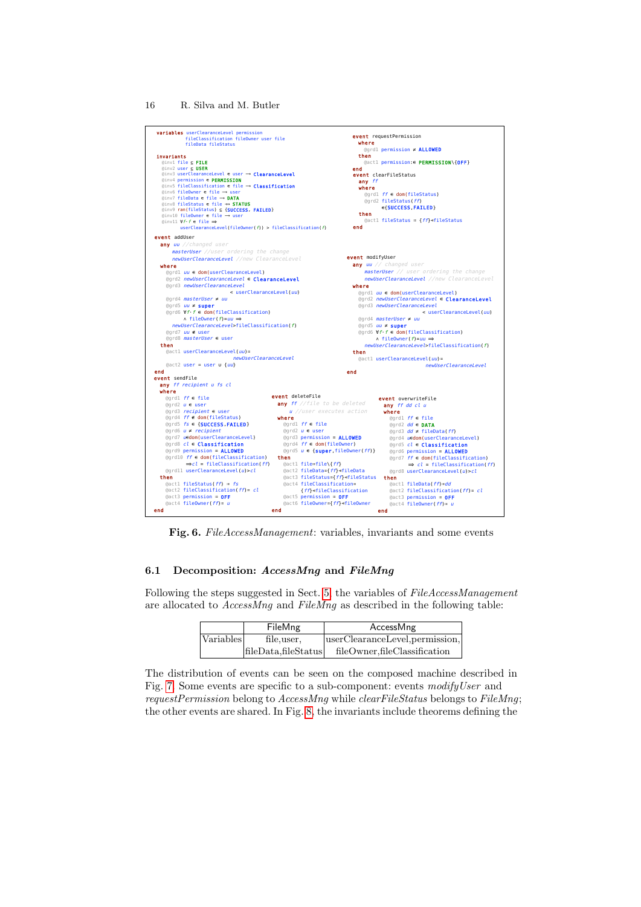```
variables userClearanceLevel permission
          fileClassification fileOwner user file
          fileData fileStatus

invariants
  @inv1 file ⊆ FILE
  @inv2 user ⊆ USER
  @inv3 userClearanceLevel ∈ user → ClearanceLevel
  @inv4 permission ∈ PERMISSION
  @inv5 fileClassification ∈ file → Classification
  @inv6 fileOwner ∈ file → user
  @inv7 fileData ∈ file → DATA
  @inv8 fileStatus ∈ file ⇸ STATUS
  @inv9 ran(fileStatus) ⊆ {SUCCESS, FAILED}
  @inv10 fileOwner ∈ file → user
  @inv11 ∀f· f ∈ file ⇒
         userClearanceLevel(fileOwner(f)) > fileClassification(f)

event addUser
  any uu //changed user
      masterUser //user ordering the change
      newUserClearanceLevel //new ClearanceLevel
  where
    @grd1 uu ∈ dom(userClearanceLevel)
    @grd2 newUserClearanceLevel ∈ ClearanceLevel
    @grd3 newUserClearanceLevel
              < userClearanceLevel(uu)
    @grd4 masterUser ≠ uu
    @grd5 uu ≠ super
    @grd6 ∀f· f ∈ dom(fileClassification)
          ∧ fileOwner(f)=uu ⇒
      newUserClearanceLevel>fileClassification(f)
    @grd7 uu ∉ user
    @grd8 masterUser ∈ user
  then
    @act1 userClearanceLevel(uu)=
                    newUserClearanceLevel
    @act2 user = user ∪ {uu}
end

event sendFile
  any ff recipient u fs cl
  where
    @grd1 ff ∈ file
    @grd2 u ∈ user
    @grd3 recipient ∈ user
    @grd4 ff ∉ dom(fileStatus)
    @grd5 fs ∈ {SUCCESS,FAILED}
    @grd6 u ≠ recipient
    @grd7 u∈dom(userClearanceLevel)
    @grd8 cl ∈ Classification
    @grd9 permission = ALLOWED
    @grd10 ff ∈ dom(fileClassification)
        ⇒cl = fileClassification(ff)
    @grd11 userClearanceLevel(u)>cl
  then
    @act1 fileStatus(ff) = fs
    @act2 fileClassification(ff)= cl
    @act3 permission ≔ OFF
    @act4 fileOwner(ff)= u
end

event deleteFile
  any ff //file to be deleted
      u //user executes action
  where
    @grd1 ff ∈ file
    @grd2 u ∈ user
    @grd3 permission = ALLOWED
    @grd4 ff ∈ dom(fileOwner)
    @grd5 u ∈ {super,fileOwner(ff)}
  then
    @act1 file=file\{ff}
    @act2 fileData={ff}⩤fileData
    @act3 fileStatus={ff}⩤fileStatus
    @act4 fileClassification=
          {ff}⩤fileClassification
    @act5 permission = OFF
    @act6 fileOwner={ff}⩤fileOwner
end

event overwriteFile
  any ff dd cl u
  where
    @grd1 ff ∈ file
    @grd2 dd ∈ DATA
    @grd3 dd ≠ fileData(ff)
    @grd4 u∈dom(userClearanceLevel)
    @grd5 cl ∈ Classification
    @grd6 permission = ALLOWED
    @grd7 ff ∈ dom(fileClassification)
        ⇒ cl = fileClassification(ff)
    @grd8 userClearanceLevel(u)>cl
  then
    @act1 fileData(ff)=dd
    @act2 fileClassification(ff)= cl
    @act3 permission = OFF
    @act4 fileOwner(ff)= u
end

event requestPermission
  where
    @grd1 permission ≠ ALLOWED
  then
    @act1 permission:∈ PERMISSION\{OFF}
end

event clearFileStatus
  any ff
  where
    @grd1 ff ∈ dom(fileStatus)
    @grd2 fileStatus(ff)
          ∈{SUCCESS,FAILED}
  then
    @act1 fileStatus = {ff}⩤fileStatus
end

event modifyUser
  any uu // changed user
      masterUser // user ordering the change
      newUserClearanceLevel //new ClearanceLevel
  where
    @grd1 uu ∈ dom(userClearanceLevel)
    @grd2 newUserClearanceLevel ∈ ClearanceLevel
    @grd3 newUserClearanceLevel
                  < userClearanceLevel(uu)
    @grd4 masterUser ≠ uu
    @grd5 uu ≠ super
    @grd6 ∀f· f ∈ dom(fileClassification)
          ∧ fileOwner(f)=uu ⇒
      newUserClearanceLevel>fileClassification(f)
  then
    @act1 userClearanceLevel(uu)=
                    newUserClearanceLevel
end
```

**Fig. 6.** *FileAccessManagement*: variables, invariants and some events

### 6.1 Decomposition: *AccessMng* and *FileMng*

Following the steps suggested in Sect. 5, the variables of *FileAccessManagement* are allocated to *AccessMng* and *FileMng* as described in the following table:

| | FileMng | AccessMng |
|---|---|---|
| Variables | file,user, fileData,fileStatus | userClearanceLevel,permission, fileOwner,fileClassification |

The distribution of events can be seen on the composed machine described in Fig. 7. Some events are specific to a sub-component: events *modifyUser* and *requestPermission* belong to *AccessMng* while *clearFileStatus* belongs to *FileMng*; the other events are shared. In Fig. 8, the invariants include theorems defining the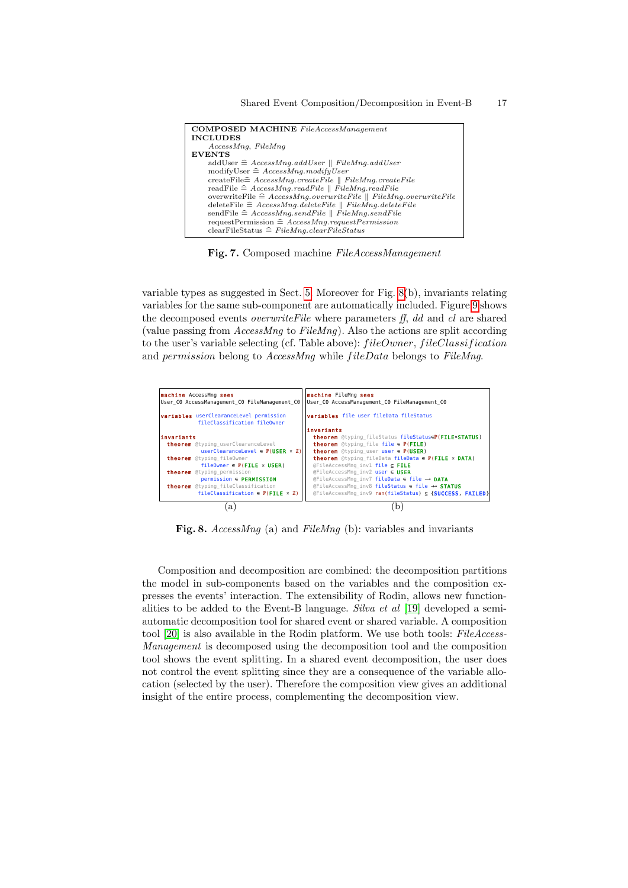```
COMPOSED MACHINE FileAccessManagement
INCLUDES
    AccessMng, FileMng
EVENTS
    addUser ≙ AccessMng.addUser ∥ FileMng.addUser
    modifyUser ≙ AccessMng.modifyUser
    createFile≙ AccessMng.createFile ∥ FileMng.createFile
    readFile ≙ AccessMng.readFile ∥ FileMng.readFile
    overwriteFile ≙ AccessMng.overwriteFile ∥ FileMng.overwriteFile
    deleteFile ≙ AccessMng.deleteFile ∥ FileMng.deleteFile
    sendFile ≙ AccessMng.sendFile ∥ FileMng.sendFile
    requestPermission ≙ AccessMng.requestPermission
    clearFileStatus ≙ FileMng.clearFileStatus
```

**Fig. 7.** Composed machine *FileAccessManagement*

variable types as suggested in Sect. 5. Moreover for Fig. 8(b), invariants relating variables for the same sub-component are automatically included. Figure 9 shows the decomposed events *overwriteFile* where parameters *ff*, *dd* and *cl* are shared (value passing from *AccessMng* to *FileMng*). Also the actions are split according to the user's variable selecting (cf. Table above): $fileOwner$, $fileClassification$ and $permission$ belong to *AccessMng* while $fileData$ belongs to *FileMng*.

```
machine AccessMng sees
User_C0 AccessManagement_C0 FileManagement_C0

variables userClearanceLevel permission
          fileClassification fileOwner

invariants
  theorem @typing_userClearanceLevel
          userClearanceLevel ∈ ℙ(USER × ℤ)
  theorem @typing_fileOwner
          fileOwner ∈ ℙ(FILE × USER)
  theorem @typing_permission
          permission ∈ PERMISSION
  theorem @typing_fileClassification
          fileClassification ∈ ℙ(FILE × ℤ)
```

(a)

```
machine FileMng sees
User_C0 AccessManagement_C0 FileManagement_C0

variables file user fileData fileStatus

invariants
  theorem @typing_fileStatus fileStatus∈ℙ(FILE×STATUS)
  theorem @typing_file file ∈ ℙ(FILE)
  theorem @typing_user user ∈ ℙ(USER)
  theorem @typing_fileData fileData ∈ ℙ(FILE × DATA)
  @FileAccessMng_inv1 file ⊆ FILE
  @FileAccessMng_inv2 user ⊆ USER
  @FileAccessMng_inv7 fileData ∈ file → DATA
  @FileAccessMng_inv8 fileStatus ∈ file ⇸ STATUS
  @FileAccessMng_inv9 ran(fileStatus) ⊆ {SUCCESS, FAILED}
```

(b)

**Fig. 8.** *AccessMng* (a) and *FileMng* (b): variables and invariants

Composition and decomposition are combined: the decomposition partitions the model in sub-components based on the variables and the composition expresses the events' interaction. The extensibility of Rodin, allows new functionalities to be added to the Event-B language. *Silva et al* [19] developed a semi-automatic decomposition tool for shared event or shared variable. A composition tool [20] is also available in the Rodin platform. We use both tools: *FileAccessManagement* is decomposed using the decomposition tool and the composition tool shows the event splitting. In a shared event decomposition, the user does not control the event splitting since they are a consequence of the variable allocation (selected by the user). Therefore the composition view gives an additional insight of the entire process, complementing the decomposition view.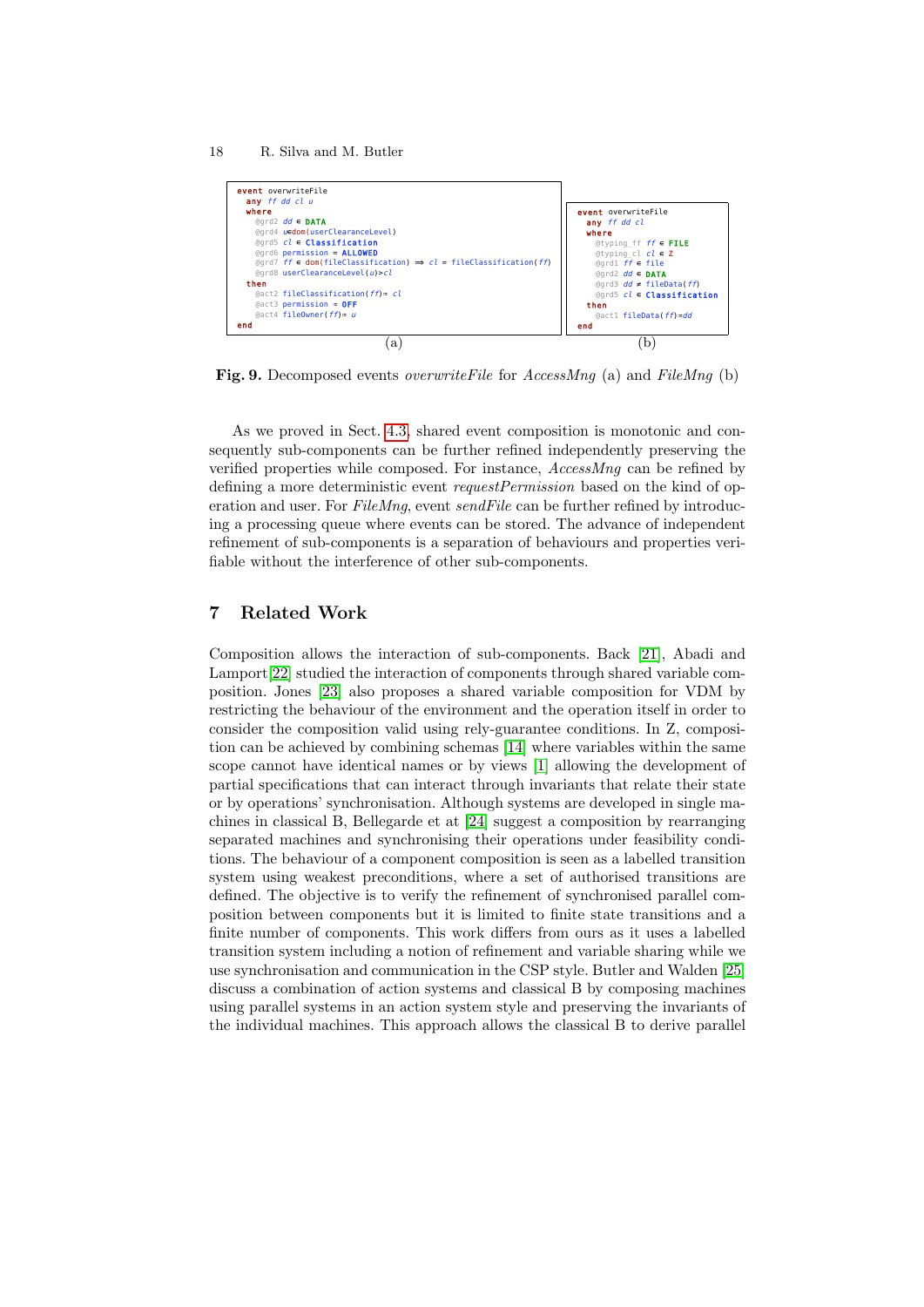```
event overwriteFile
  any ff dd cl u
  where
    @grd2 dd ∈ DATA
    @grd4 u∈dom(userClearanceLevel)
    @grd5 cl ∈ Classification
    @grd6 permission = ALLOWED
    @grd7 ff ∈ dom(fileClassification) ⇒ cl = fileClassification(ff)
    @grd8 userClearanceLevel(u)>cl
  then
    @act2 fileClassification(ff)≔ cl
    @act3 permission ≔ OFF
    @act4 fileOwner(ff)≔ u
end
```

(a)

```
event overwriteFile
  any ff dd cl
  where
    @typing_ff ff ∈ FILE
    @typing_cl cl ∈ ℤ
    @grd1 ff ∈ file
    @grd2 dd ∈ DATA
    @grd3 dd ≠ fileData(ff)
    @grd5 cl ∈ Classification
  then
    @act1 fileData(ff)≔dd
end
```

(b)

**Fig. 9.** Decomposed events *overwriteFile* for *AccessMng* (a) and *FileMng* (b)

As we proved in Sect. 4.3, shared event composition is monotonic and consequently sub-components can be further refined independently preserving the verified properties while composed. For instance, *AccessMng* can be refined by defining a more deterministic event *requestPermission* based on the kind of operation and user. For *FileMng*, event *sendFile* can be further refined by introducing a processing queue where events can be stored. The advance of independent refinement of sub-components is a separation of behaviours and properties verifiable without the interference of other sub-components.

## 7 Related Work

Composition allows the interaction of sub-components. Back [21], Abadi and Lamport[22] studied the interaction of components through shared variable composition. Jones [23] also proposes a shared variable composition for VDM by restricting the behaviour of the environment and the operation itself in order to consider the composition valid using rely-guarantee conditions. In Z, composition can be achieved by combining schemas [14] where variables within the same scope cannot have identical names or by views [1] allowing the development of partial specifications that can interact through invariants that relate their state or by operations' synchronisation. Although systems are developed in single machines in classical B, Bellegarde et at [24] suggest a composition by rearranging separated machines and synchronising their operations under feasibility conditions. The behaviour of a component composition is seen as a labelled transition system using weakest preconditions, where a set of authorised transitions are defined. The objective is to verify the refinement of synchronised parallel composition between components but it is limited to finite state transitions and a finite number of components. This work differs from ours as it uses a labelled transition system including a notion of refinement and variable sharing while we use synchronisation and communication in the CSP style. Butler and Walden [25] discuss a combination of action systems and classical B by composing machines using parallel systems in an action system style and preserving the invariants of the individual machines. This approach allows the classical B to derive parallel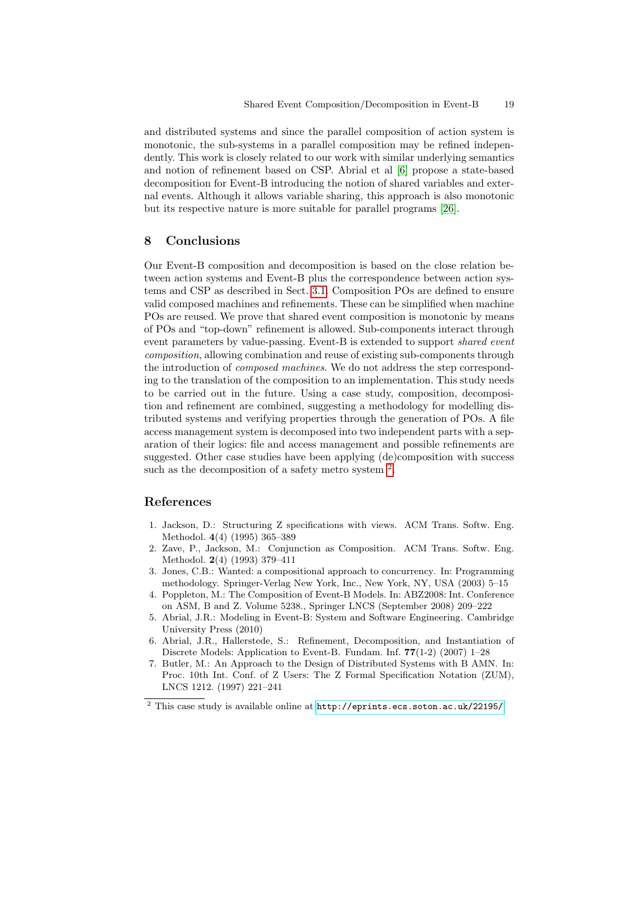and distributed systems and since the parallel composition of action system is monotonic, the sub-systems in a parallel composition may be refined independently. This work is closely related to our work with similar underlying semantics and notion of refinement based on CSP. Abrial et al [6] propose a state-based decomposition for Event-B introducing the notion of shared variables and external events. Although it allows variable sharing, this approach is also monotonic but its respective nature is more suitable for parallel programs [26].

## 8 Conclusions

Our Event-B composition and decomposition is based on the close relation between action systems and Event-B plus the correspondence between action systems and CSP as described in Sect. 3.1. Composition POs are defined to ensure valid composed machines and refinements. These can be simplified when machine POs are reused. We prove that shared event composition is monotonic by means of POs and "top-down" refinement is allowed. Sub-components interact through event parameters by value-passing. Event-B is extended to support *shared event composition*, allowing combination and reuse of existing sub-components through the introduction of *composed machines*. We do not address the step corresponding to the translation of the composition to an implementation. This study needs to be carried out in the future. Using a case study, composition, decomposition and refinement are combined, suggesting a methodology for modelling distributed systems and verifying properties through the generation of POs. A file access management system is decomposed into two independent parts with a separation of their logics: file and access management and possible refinements are suggested. Other case studies have been applying (de)composition with success such as the decomposition of a safety metro system [2].

## References

1. Jackson, D.: Structuring Z specifications with views. ACM Trans. Softw. Eng. Methodol. **4**(4) (1995) 365–389
2. Zave, P., Jackson, M.: Conjunction as Composition. ACM Trans. Softw. Eng. Methodol. **2**(4) (1993) 379–411
3. Jones, C.B.: Wanted: a compositional approach to concurrency. In: Programming methodology. Springer-Verlag New York, Inc., New York, NY, USA (2003) 5–15
4. Poppleton, M.: The Composition of Event-B Models. In: ABZ2008: Int. Conference on ASM, B and Z. Volume 5238., Springer LNCS (September 2008) 209–222
5. Abrial, J.R.: Modeling in Event-B: System and Software Engineering. Cambridge University Press (2010)
6. Abrial, J.R., Hallerstede, S.: Refinement, Decomposition, and Instantiation of Discrete Models: Application to Event-B. Fundam. Inf. **77**(1-2) (2007) 1–28
7. Butler, M.: An Approach to the Design of Distributed Systems with B AMN. In: Proc. 10th Int. Conf. of Z Users: The Z Formal Specification Notation (ZUM), LNCS 1212. (1997) 221–241

[2] This case study is available online at http://eprints.ecs.soton.ac.uk/22195/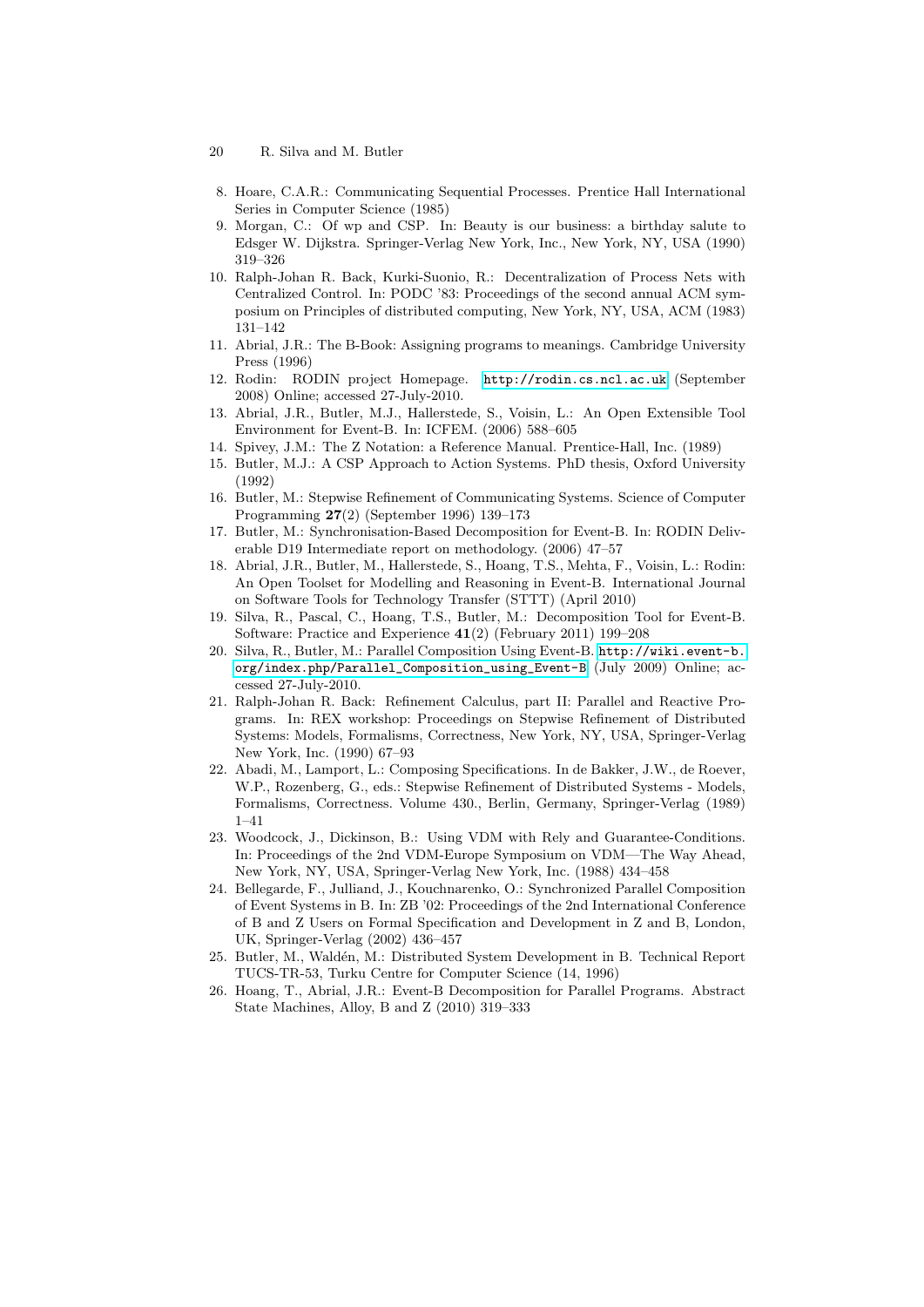8. Hoare, C.A.R.: Communicating Sequential Processes. Prentice Hall International Series in Computer Science (1985)
9. Morgan, C.: Of wp and CSP. In: Beauty is our business: a birthday salute to Edsger W. Dijkstra. Springer-Verlag New York, Inc., New York, NY, USA (1990) 319–326
10. Ralph-Johan R. Back, Kurki-Suonio, R.: Decentralization of Process Nets with Centralized Control. In: PODC '83: Proceedings of the second annual ACM symposium on Principles of distributed computing, New York, NY, USA, ACM (1983) 131–142
11. Abrial, J.R.: The B-Book: Assigning programs to meanings. Cambridge University Press (1996)
12. Rodin: RODIN project Homepage. http://rodin.cs.ncl.ac.uk (September 2008) Online; accessed 27-July-2010.
13. Abrial, J.R., Butler, M.J., Hallerstede, S., Voisin, L.: An Open Extensible Tool Environment for Event-B. In: ICFEM. (2006) 588–605
14. Spivey, J.M.: The Z Notation: a Reference Manual. Prentice-Hall, Inc. (1989)
15. Butler, M.J.: A CSP Approach to Action Systems. PhD thesis, Oxford University (1992)
16. Butler, M.: Stepwise Refinement of Communicating Systems. Science of Computer Programming **27**(2) (September 1996) 139–173
17. Butler, M.: Synchronisation-Based Decomposition for Event-B. In: RODIN Deliverable D19 Intermediate report on methodology. (2006) 47–57
18. Abrial, J.R., Butler, M., Hallerstede, S., Hoang, T.S., Mehta, F., Voisin, L.: Rodin: An Open Toolset for Modelling and Reasoning in Event-B. International Journal on Software Tools for Technology Transfer (STTT) (April 2010)
19. Silva, R., Pascal, C., Hoang, T.S., Butler, M.: Decomposition Tool for Event-B. Software: Practice and Experience **41**(2) (February 2011) 199–208
20. Silva, R., Butler, M.: Parallel Composition Using Event-B. http://wiki.event-b.org/index.php/Parallel_Composition_using_Event-B (July 2009) Online; accessed 27-July-2010.
21. Ralph-Johan R. Back: Refinement Calculus, part II: Parallel and Reactive Programs. In: REX workshop: Proceedings on Stepwise Refinement of Distributed Systems: Models, Formalisms, Correctness, New York, NY, USA, Springer-Verlag New York, Inc. (1990) 67–93
22. Abadi, M., Lamport, L.: Composing Specifications. In de Bakker, J.W., de Roever, W.P., Rozenberg, G., eds.: Stepwise Refinement of Distributed Systems - Models, Formalisms, Correctness. Volume 430., Berlin, Germany, Springer-Verlag (1989) 1–41
23. Woodcock, J., Dickinson, B.: Using VDM with Rely and Guarantee-Conditions. In: Proceedings of the 2nd VDM-Europe Symposium on VDM—The Way Ahead, New York, NY, USA, Springer-Verlag New York, Inc. (1988) 434–458
24. Bellegarde, F., Julliand, J., Kouchnarenko, O.: Synchronized Parallel Composition of Event Systems in B. In: ZB '02: Proceedings of the 2nd International Conference of B and Z Users on Formal Specification and Development in Z and B, London, UK, Springer-Verlag (2002) 436–457
25. Butler, M., Waldén, M.: Distributed System Development in B. Technical Report TUCS-TR-53, Turku Centre for Computer Science (14, 1996)
26. Hoang, T., Abrial, J.R.: Event-B Decomposition for Parallel Programs. Abstract State Machines, Alloy, B and Z (2010) 319–333